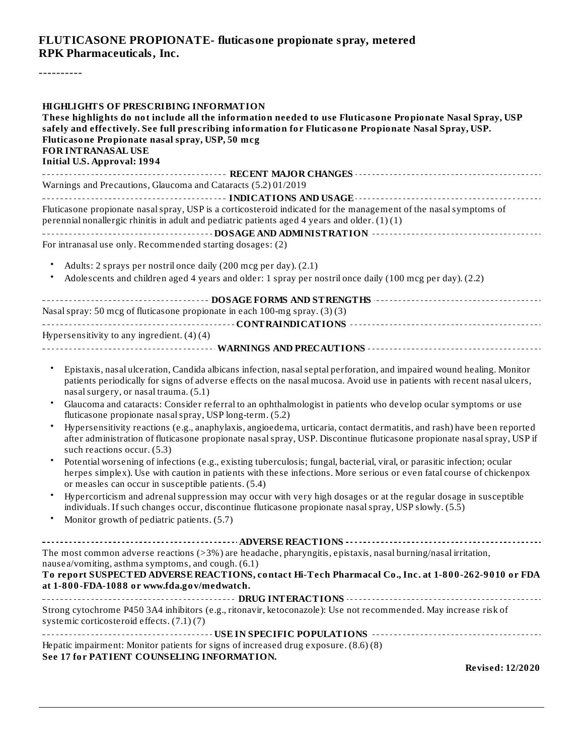# FLUTICASONE PROPIONATE- fluticasone propionate spray, metered
**RPK Pharmaceuticals, Inc.**

----------

**HIGHLIGHTS OF PRESCRIBING INFORMATION**

**These highlights do not include all the information needed to use Fluticasone Propionate Nasal Spray, USP safely and effectively. See full prescribing information for Fluticasone Propionate Nasal Spray, USP.**

**Fluticasone Propionate nasal spray, USP, 50 mcg**

**FOR INTRANASAL USE**

**Initial U.S. Approval: 1994**

**RECENT MAJOR CHANGES**

Warnings and Precautions, Glaucoma and Cataracts (5.2) 01/2019

**INDICATIONS AND USAGE**

Fluticasone propionate nasal spray, USP is a corticosteroid indicated for the management of the nasal symptoms of perennial nonallergic rhinitis in adult and pediatric patients aged 4 years and older. (1) (1)

**DOSAGE AND ADMINISTRATION**

For intranasal use only. Recommended starting dosages: (2)

- Adults: 2 sprays per nostril once daily (200 mcg per day). (2.1)
- Adolescents and children aged 4 years and older: 1 spray per nostril once daily (100 mcg per day). (2.2)

**DOSAGE FORMS AND STRENGTHS**

Nasal spray: 50 mcg of fluticasone propionate in each 100-mg spray. (3) (3)

**CONTRAINDICATIONS**

Hypersensitivity to any ingredient. (4) (4)

**WARNINGS AND PRECAUTIONS**

- Epistaxis, nasal ulceration, Candida albicans infection, nasal septal perforation, and impaired wound healing. Monitor patients periodically for signs of adverse effects on the nasal mucosa. Avoid use in patients with recent nasal ulcers, nasal surgery, or nasal trauma. (5.1)
- Glaucoma and cataracts: Consider referral to an ophthalmologist in patients who develop ocular symptoms or use fluticasone propionate nasal spray, USP long-term. (5.2)
- Hypersensitivity reactions (e.g., anaphylaxis, angioedema, urticaria, contact dermatitis, and rash) have been reported after administration of fluticasone propionate nasal spray, USP. Discontinue fluticasone propionate nasal spray, USP if such reactions occur. (5.3)
- Potential worsening of infections (e.g., existing tuberculosis; fungal, bacterial, viral, or parasitic infection; ocular herpes simplex). Use with caution in patients with these infections. More serious or even fatal course of chickenpox or measles can occur in susceptible patients. (5.4)
- Hypercorticism and adrenal suppression may occur with very high dosages or at the regular dosage in susceptible individuals. If such changes occur, discontinue fluticasone propionate nasal spray, USP slowly. (5.5)
- Monitor growth of pediatric patients. (5.7)

**ADVERSE REACTIONS**

The most common adverse reactions (>3%) are headache, pharyngitis, epistaxis, nasal burning/nasal irritation, nausea/vomiting, asthma symptoms, and cough. (6.1)

**To report SUSPECTED ADVERSE REACTIONS, contact Hi-Tech Pharmacal Co., Inc. at 1-800-262-9010 or FDA at 1-800-FDA-1088 or www.fda.gov/medwatch.**

**DRUG INTERACTIONS**

Strong cytochrome P450 3A4 inhibitors (e.g., ritonavir, ketoconazole): Use not recommended. May increase risk of systemic corticosteroid effects. (7.1) (7)

**USE IN SPECIFIC POPULATIONS**

Hepatic impairment: Monitor patients for signs of increased drug exposure. (8.6) (8)

**See 17 for PATIENT COUNSELING INFORMATION.**

**Revised: 12/2020**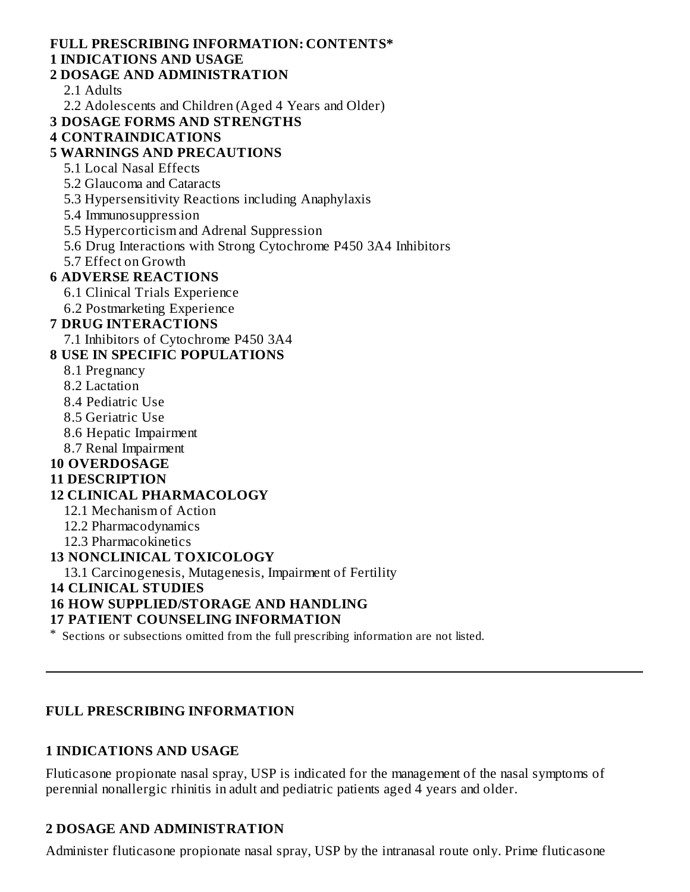**FULL PRESCRIBING INFORMATION: CONTENTS***

**1 INDICATIONS AND USAGE**

**2 DOSAGE AND ADMINISTRATION**

- 2.1 Adults
- 2.2 Adolescents and Children (Aged 4 Years and Older)

**3 DOSAGE FORMS AND STRENGTHS**

**4 CONTRAINDICATIONS**

**5 WARNINGS AND PRECAUTIONS**

- 5.1 Local Nasal Effects
- 5.2 Glaucoma and Cataracts
- 5.3 Hypersensitivity Reactions including Anaphylaxis
- 5.4 Immunosuppression
- 5.5 Hypercorticism and Adrenal Suppression
- 5.6 Drug Interactions with Strong Cytochrome P450 3A4 Inhibitors
- 5.7 Effect on Growth

**6 ADVERSE REACTIONS**

- 6.1 Clinical Trials Experience
- 6.2 Postmarketing Experience

**7 DRUG INTERACTIONS**

- 7.1 Inhibitors of Cytochrome P450 3A4

**8 USE IN SPECIFIC POPULATIONS**

- 8.1 Pregnancy
- 8.2 Lactation
- 8.4 Pediatric Use
- 8.5 Geriatric Use
- 8.6 Hepatic Impairment
- 8.7 Renal Impairment

**10 OVERDOSAGE**

**11 DESCRIPTION**

**12 CLINICAL PHARMACOLOGY**

- 12.1 Mechanism of Action
- 12.2 Pharmacodynamics
- 12.3 Pharmacokinetics

**13 NONCLINICAL TOXICOLOGY**

- 13.1 Carcinogenesis, Mutagenesis, Impairment of Fertility

**14 CLINICAL STUDIES**

**16 HOW SUPPLIED/STORAGE AND HANDLING**

**17 PATIENT COUNSELING INFORMATION**

\* Sections or subsections omitted from the full prescribing information are not listed.

---

## FULL PRESCRIBING INFORMATION

## 1 INDICATIONS AND USAGE

Fluticasone propionate nasal spray, USP is indicated for the management of the nasal symptoms of perennial nonallergic rhinitis in adult and pediatric patients aged 4 years and older.

## 2 DOSAGE AND ADMINISTRATION

Administer fluticasone propionate nasal spray, USP by the intranasal route only. Prime fluticasone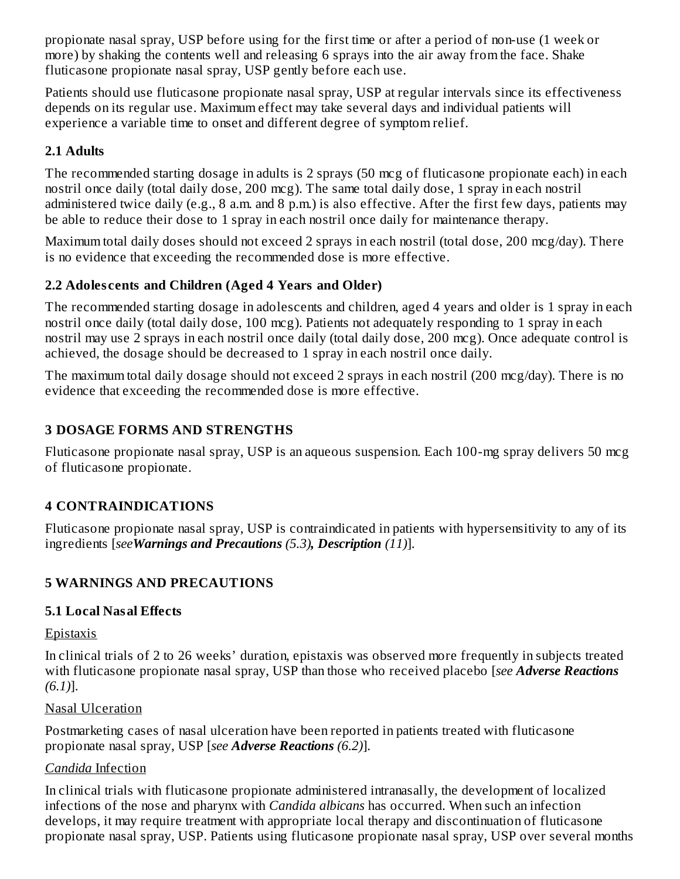propionate nasal spray, USP before using for the first time or after a period of non-use (1 week or more) by shaking the contents well and releasing 6 sprays into the air away from the face. Shake fluticasone propionate nasal spray, USP gently before each use.

Patients should use fluticasone propionate nasal spray, USP at regular intervals since its effectiveness depends on its regular use. Maximum effect may take several days and individual patients will experience a variable time to onset and different degree of symptom relief.

### 2.1 Adults

The recommended starting dosage in adults is 2 sprays (50 mcg of fluticasone propionate each) in each nostril once daily (total daily dose, 200 mcg). The same total daily dose, 1 spray in each nostril administered twice daily (e.g., 8 a.m. and 8 p.m.) is also effective. After the first few days, patients may be able to reduce their dose to 1 spray in each nostril once daily for maintenance therapy.

Maximum total daily doses should not exceed 2 sprays in each nostril (total dose, 200 mcg/day). There is no evidence that exceeding the recommended dose is more effective.

### 2.2 Adolescents and Children (Aged 4 Years and Older)

The recommended starting dosage in adolescents and children, aged 4 years and older is 1 spray in each nostril once daily (total daily dose, 100 mcg). Patients not adequately responding to 1 spray in each nostril may use 2 sprays in each nostril once daily (total daily dose, 200 mcg). Once adequate control is achieved, the dosage should be decreased to 1 spray in each nostril once daily.

The maximum total daily dosage should not exceed 2 sprays in each nostril (200 mcg/day). There is no evidence that exceeding the recommended dose is more effective.

## 3 DOSAGE FORMS AND STRENGTHS

Fluticasone propionate nasal spray, USP is an aqueous suspension. Each 100-mg spray delivers 50 mcg of fluticasone propionate.

## 4 CONTRAINDICATIONS

Fluticasone propionate nasal spray, USP is contraindicated in patients with hypersensitivity to any of its ingredients [*see* ***Warnings and Precautions*** *(5.3)*, ***Description*** *(11)*].

## 5 WARNINGS AND PRECAUTIONS

### 5.1 Local Nasal Effects

Epistaxis

In clinical trials of 2 to 26 weeks' duration, epistaxis was observed more frequently in subjects treated with fluticasone propionate nasal spray, USP than those who received placebo [*see* ***Adverse Reactions*** *(6.1)*].

Nasal Ulceration

Postmarketing cases of nasal ulceration have been reported in patients treated with fluticasone propionate nasal spray, USP [*see* ***Adverse Reactions*** *(6.2)*].

*Candida* Infection

In clinical trials with fluticasone propionate administered intranasally, the development of localized infections of the nose and pharynx with *Candida albicans* has occurred. When such an infection develops, it may require treatment with appropriate local therapy and discontinuation of fluticasone propionate nasal spray, USP. Patients using fluticasone propionate nasal spray, USP over several months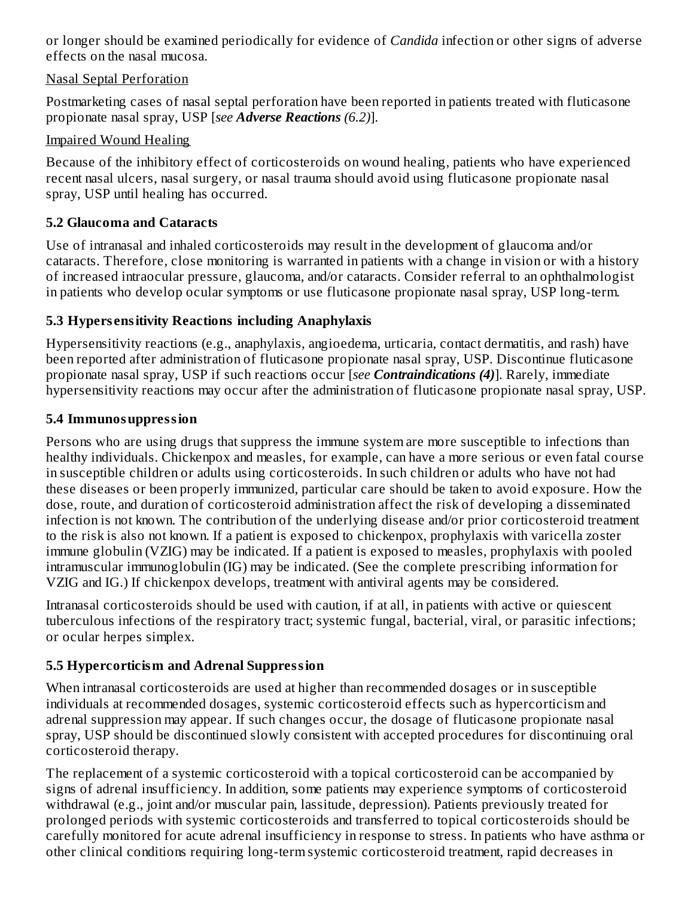or longer should be examined periodically for evidence of *Candida* infection or other signs of adverse effects on the nasal mucosa.

Nasal Septal Perforation

Postmarketing cases of nasal septal perforation have been reported in patients treated with fluticasone propionate nasal spray, USP [*see* ***Adverse Reactions*** *(6.2)*].

Impaired Wound Healing

Because of the inhibitory effect of corticosteroids on wound healing, patients who have experienced recent nasal ulcers, nasal surgery, or nasal trauma should avoid using fluticasone propionate nasal spray, USP until healing has occurred.

### 5.2 Glaucoma and Cataracts

Use of intranasal and inhaled corticosteroids may result in the development of glaucoma and/or cataracts. Therefore, close monitoring is warranted in patients with a change in vision or with a history of increased intraocular pressure, glaucoma, and/or cataracts. Consider referral to an ophthalmologist in patients who develop ocular symptoms or use fluticasone propionate nasal spray, USP long-term.

### 5.3 Hypersensitivity Reactions including Anaphylaxis

Hypersensitivity reactions (e.g., anaphylaxis, angioedema, urticaria, contact dermatitis, and rash) have been reported after administration of fluticasone propionate nasal spray, USP. Discontinue fluticasone propionate nasal spray, USP if such reactions occur [*see* ***Contraindications (4)***]. Rarely, immediate hypersensitivity reactions may occur after the administration of fluticasone propionate nasal spray, USP.

### 5.4 Immunosuppression

Persons who are using drugs that suppress the immune system are more susceptible to infections than healthy individuals. Chickenpox and measles, for example, can have a more serious or even fatal course in susceptible children or adults using corticosteroids. In such children or adults who have not had these diseases or been properly immunized, particular care should be taken to avoid exposure. How the dose, route, and duration of corticosteroid administration affect the risk of developing a disseminated infection is not known. The contribution of the underlying disease and/or prior corticosteroid treatment to the risk is also not known. If a patient is exposed to chickenpox, prophylaxis with varicella zoster immune globulin (VZIG) may be indicated. If a patient is exposed to measles, prophylaxis with pooled intramuscular immunoglobulin (IG) may be indicated. (See the complete prescribing information for VZIG and IG.) If chickenpox develops, treatment with antiviral agents may be considered.

Intranasal corticosteroids should be used with caution, if at all, in patients with active or quiescent tuberculous infections of the respiratory tract; systemic fungal, bacterial, viral, or parasitic infections; or ocular herpes simplex.

### 5.5 Hypercorticism and Adrenal Suppression

When intranasal corticosteroids are used at higher than recommended dosages or in susceptible individuals at recommended dosages, systemic corticosteroid effects such as hypercorticism and adrenal suppression may appear. If such changes occur, the dosage of fluticasone propionate nasal spray, USP should be discontinued slowly consistent with accepted procedures for discontinuing oral corticosteroid therapy.

The replacement of a systemic corticosteroid with a topical corticosteroid can be accompanied by signs of adrenal insufficiency. In addition, some patients may experience symptoms of corticosteroid withdrawal (e.g., joint and/or muscular pain, lassitude, depression). Patients previously treated for prolonged periods with systemic corticosteroids and transferred to topical corticosteroids should be carefully monitored for acute adrenal insufficiency in response to stress. In patients who have asthma or other clinical conditions requiring long-term systemic corticosteroid treatment, rapid decreases in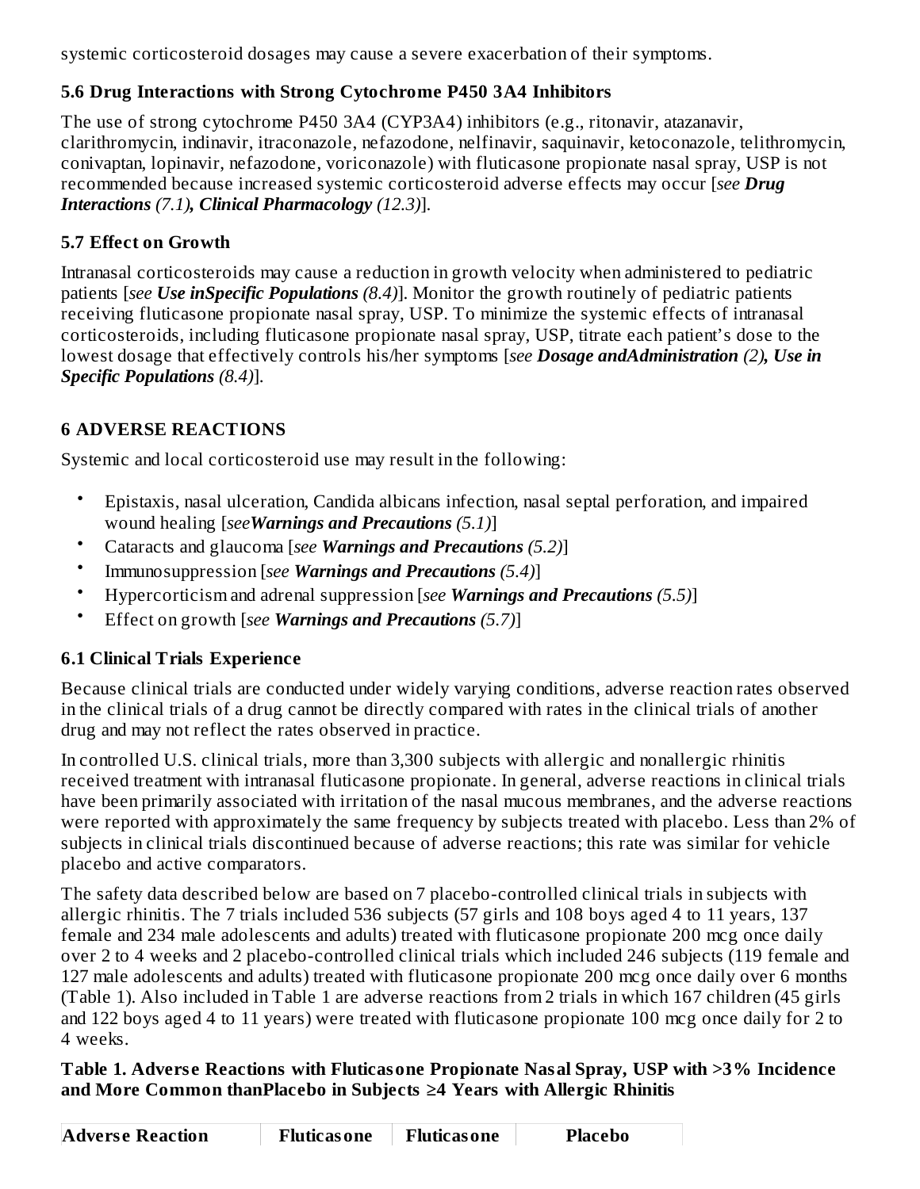systemic corticosteroid dosages may cause a severe exacerbation of their symptoms.

### 5.6 Drug Interactions with Strong Cytochrome P450 3A4 Inhibitors

The use of strong cytochrome P450 3A4 (CYP3A4) inhibitors (e.g., ritonavir, atazanavir, clarithromycin, indinavir, itraconazole, nefazodone, nelfinavir, saquinavir, ketoconazole, telithromycin, conivaptan, lopinavir, nefazodone, voriconazole) with fluticasone propionate nasal spray, USP is not recommended because increased systemic corticosteroid adverse effects may occur [*see* ***Drug Interactions*** *(7.1)*, ***Clinical Pharmacology*** *(12.3)*].

### 5.7 Effect on Growth

Intranasal corticosteroids may cause a reduction in growth velocity when administered to pediatric patients [*see* ***Use inSpecific Populations*** *(8.4)*]. Monitor the growth routinely of pediatric patients receiving fluticasone propionate nasal spray, USP. To minimize the systemic effects of intranasal corticosteroids, including fluticasone propionate nasal spray, USP, titrate each patient's dose to the lowest dosage that effectively controls his/her symptoms [*see* ***Dosage andAdministration*** *(2)*, ***Use in Specific Populations*** *(8.4)*].

## 6 ADVERSE REACTIONS

Systemic and local corticosteroid use may result in the following:

- Epistaxis, nasal ulceration, Candida albicans infection, nasal septal perforation, and impaired wound healing [*see* ***Warnings and Precautions*** *(5.1)*]
- Cataracts and glaucoma [*see* ***Warnings and Precautions*** *(5.2)*]
- Immunosuppression [*see* ***Warnings and Precautions*** *(5.4)*]
- Hypercorticism and adrenal suppression [*see* ***Warnings and Precautions*** *(5.5)*]
- Effect on growth [*see* ***Warnings and Precautions*** *(5.7)*]

### 6.1 Clinical Trials Experience

Because clinical trials are conducted under widely varying conditions, adverse reaction rates observed in the clinical trials of a drug cannot be directly compared with rates in the clinical trials of another drug and may not reflect the rates observed in practice.

In controlled U.S. clinical trials, more than 3,300 subjects with allergic and nonallergic rhinitis received treatment with intranasal fluticasone propionate. In general, adverse reactions in clinical trials have been primarily associated with irritation of the nasal mucous membranes, and the adverse reactions were reported with approximately the same frequency by subjects treated with placebo. Less than 2% of subjects in clinical trials discontinued because of adverse reactions; this rate was similar for vehicle placebo and active comparators.

The safety data described below are based on 7 placebo-controlled clinical trials in subjects with allergic rhinitis. The 7 trials included 536 subjects (57 girls and 108 boys aged 4 to 11 years, 137 female and 234 male adolescents and adults) treated with fluticasone propionate 200 mcg once daily over 2 to 4 weeks and 2 placebo-controlled clinical trials which included 246 subjects (119 female and 127 male adolescents and adults) treated with fluticasone propionate 200 mcg once daily over 6 months (Table 1). Also included in Table 1 are adverse reactions from 2 trials in which 167 children (45 girls and 122 boys aged 4 to 11 years) were treated with fluticasone propionate 100 mcg once daily for 2 to 4 weeks.

**Table 1. Adverse Reactions with Fluticasone Propionate Nasal Spray, USP with >3% Incidence and More Common thanPlacebo in Subjects ≥4 Years with Allergic Rhinitis**

| Adverse Reaction | Fluticasone | Fluticasone | Placebo |
|---|---|---|---|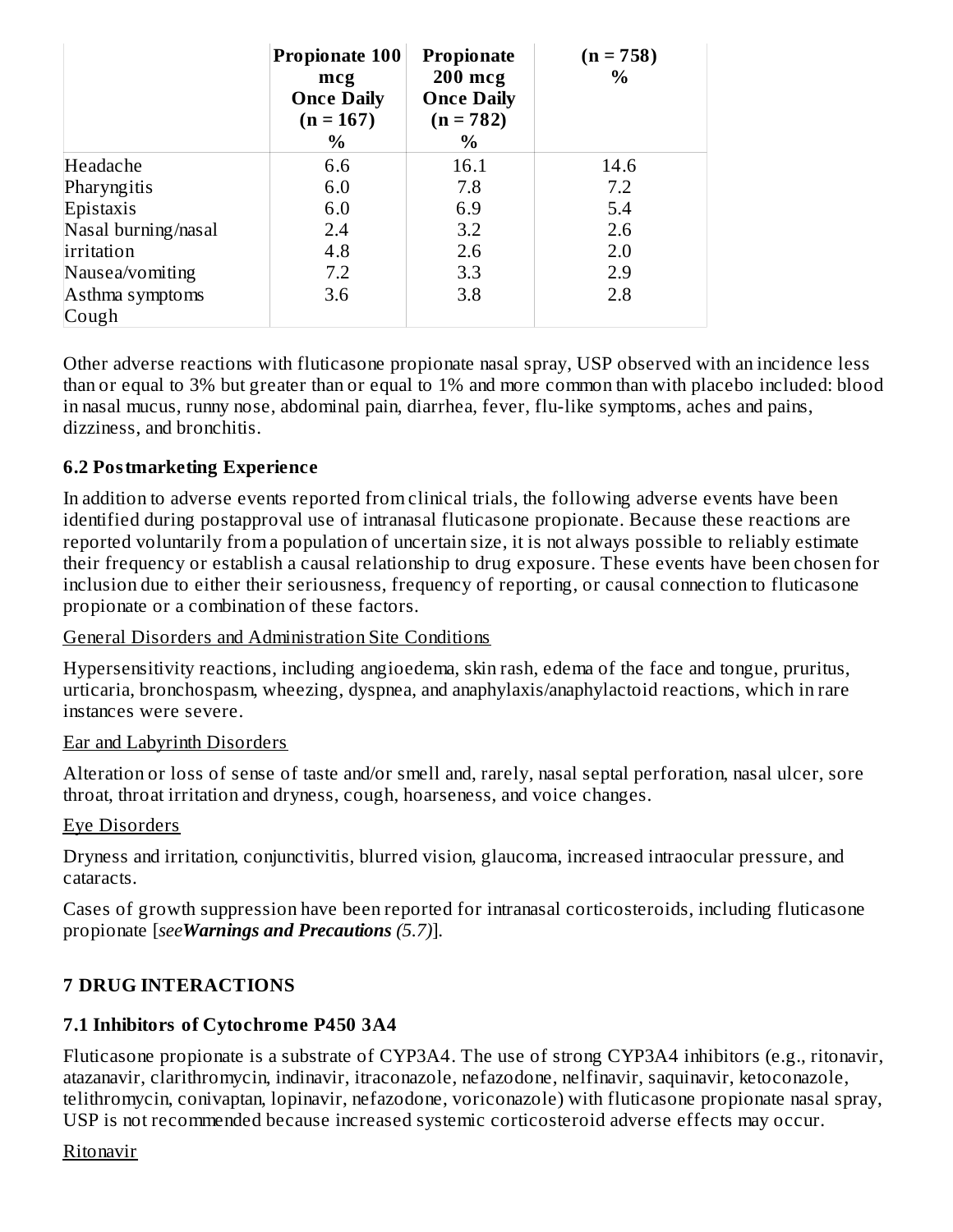| | Propionate 100 mcg Once Daily (n = 167) % | Propionate 200 mcg Once Daily (n = 782) % | (n = 758) % |
|---|---|---|---|
| Headache | 6.6 | 16.1 | 14.6 |
| Pharyngitis | 6.0 | 7.8 | 7.2 |
| Epistaxis | 6.0 | 6.9 | 5.4 |
| Nasal burning/nasal irritation | 2.4 | 3.2 | 2.6 |
| Nausea/vomiting | 4.8 | 2.6 | 2.0 |
| Asthma symptoms | 7.2 | 3.3 | 2.9 |
| Cough | 3.6 | 3.8 | 2.8 |

Other adverse reactions with fluticasone propionate nasal spray, USP observed with an incidence less than or equal to 3% but greater than or equal to 1% and more common than with placebo included: blood in nasal mucus, runny nose, abdominal pain, diarrhea, fever, flu-like symptoms, aches and pains, dizziness, and bronchitis.

### 6.2 Postmarketing Experience

In addition to adverse events reported from clinical trials, the following adverse events have been identified during postapproval use of intranasal fluticasone propionate. Because these reactions are reported voluntarily from a population of uncertain size, it is not always possible to reliably estimate their frequency or establish a causal relationship to drug exposure. These events have been chosen for inclusion due to either their seriousness, frequency of reporting, or causal connection to fluticasone propionate or a combination of these factors.

General Disorders and Administration Site Conditions

Hypersensitivity reactions, including angioedema, skin rash, edema of the face and tongue, pruritus, urticaria, bronchospasm, wheezing, dyspnea, and anaphylaxis/anaphylactoid reactions, which in rare instances were severe.

Ear and Labyrinth Disorders

Alteration or loss of sense of taste and/or smell and, rarely, nasal septal perforation, nasal ulcer, sore throat, throat irritation and dryness, cough, hoarseness, and voice changes.

Eye Disorders

Dryness and irritation, conjunctivitis, blurred vision, glaucoma, increased intraocular pressure, and cataracts.

Cases of growth suppression have been reported for intranasal corticosteroids, including fluticasone propionate [*see* ***Warnings and Precautions*** *(5.7)*].

## 7 DRUG INTERACTIONS

### 7.1 Inhibitors of Cytochrome P450 3A4

Fluticasone propionate is a substrate of CYP3A4. The use of strong CYP3A4 inhibitors (e.g., ritonavir, atazanavir, clarithromycin, indinavir, itraconazole, nefazodone, nelfinavir, saquinavir, ketoconazole, telithromycin, conivaptan, lopinavir, nefazodone, voriconazole) with fluticasone propionate nasal spray, USP is not recommended because increased systemic corticosteroid adverse effects may occur.

Ritonavir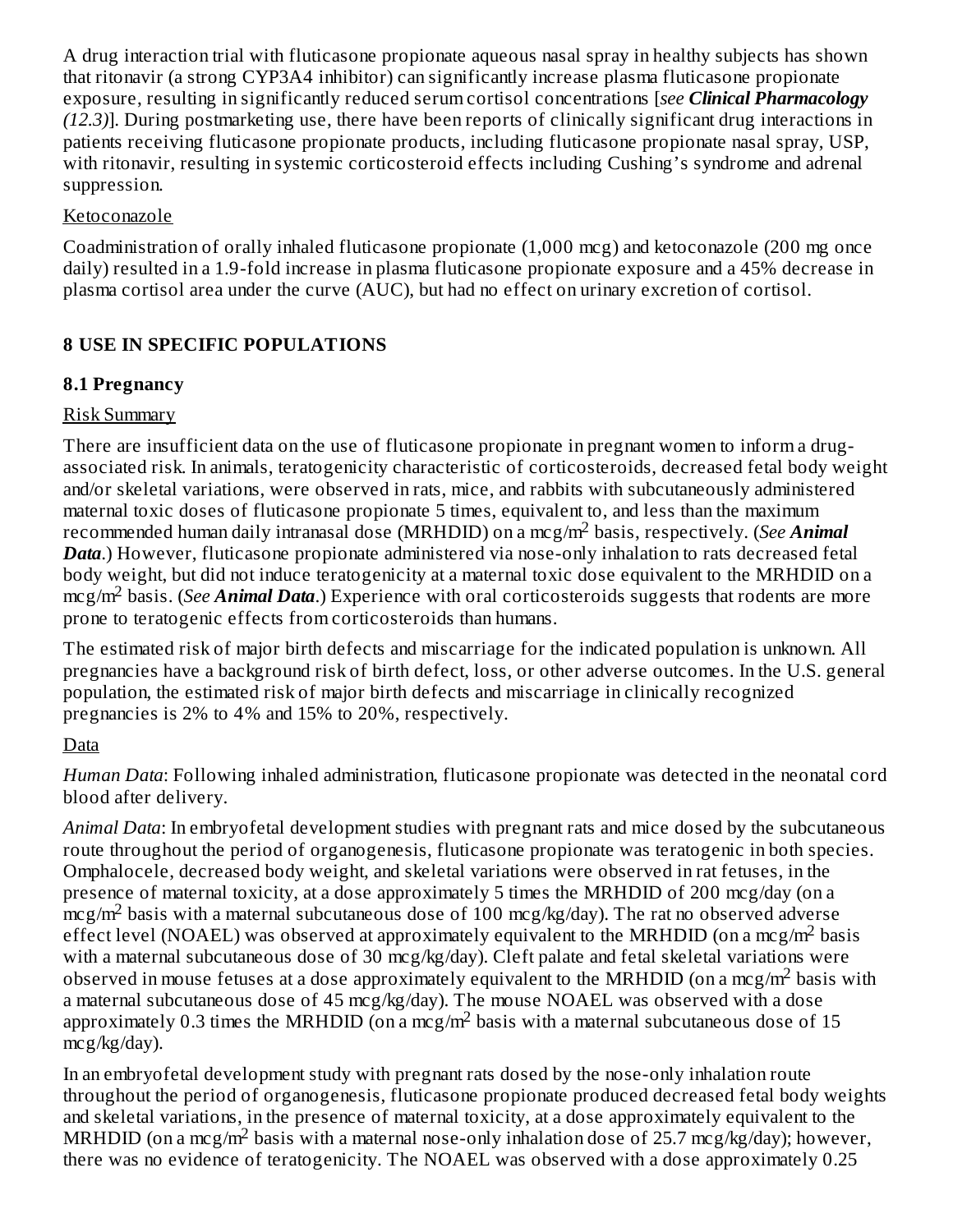A drug interaction trial with fluticasone propionate aqueous nasal spray in healthy subjects has shown that ritonavir (a strong CYP3A4 inhibitor) can significantly increase plasma fluticasone propionate exposure, resulting in significantly reduced serum cortisol concentrations [*see **Clinical Pharmacology** (12.3)*]. During postmarketing use, there have been reports of clinically significant drug interactions in patients receiving fluticasone propionate products, including fluticasone propionate nasal spray, USP, with ritonavir, resulting in systemic corticosteroid effects including Cushing's syndrome and adrenal suppression.

Ketoconazole

Coadministration of orally inhaled fluticasone propionate (1,000 mcg) and ketoconazole (200 mg once daily) resulted in a 1.9-fold increase in plasma fluticasone propionate exposure and a 45% decrease in plasma cortisol area under the curve (AUC), but had no effect on urinary excretion of cortisol.

## 8 USE IN SPECIFIC POPULATIONS

### 8.1 Pregnancy

Risk Summary

There are insufficient data on the use of fluticasone propionate in pregnant women to inform a drug-associated risk. In animals, teratogenicity characteristic of corticosteroids, decreased fetal body weight and/or skeletal variations, were observed in rats, mice, and rabbits with subcutaneously administered maternal toxic doses of fluticasone propionate 5 times, equivalent to, and less than the maximum recommended human daily intranasal dose (MRHDID) on a mcg/m$^2$ basis, respectively. (*See **Animal Data***.) However, fluticasone propionate administered via nose-only inhalation to rats decreased fetal body weight, but did not induce teratogenicity at a maternal toxic dose equivalent to the MRHDID on a mcg/m$^2$ basis. (*See **Animal Data***.) Experience with oral corticosteroids suggests that rodents are more prone to teratogenic effects from corticosteroids than humans.

The estimated risk of major birth defects and miscarriage for the indicated population is unknown. All pregnancies have a background risk of birth defect, loss, or other adverse outcomes. In the U.S. general population, the estimated risk of major birth defects and miscarriage in clinically recognized pregnancies is 2% to 4% and 15% to 20%, respectively.

Data

*Human Data*: Following inhaled administration, fluticasone propionate was detected in the neonatal cord blood after delivery.

*Animal Data*: In embryofetal development studies with pregnant rats and mice dosed by the subcutaneous route throughout the period of organogenesis, fluticasone propionate was teratogenic in both species. Omphalocele, decreased body weight, and skeletal variations were observed in rat fetuses, in the presence of maternal toxicity, at a dose approximately 5 times the MRHDID of 200 mcg/day (on a mcg/m$^2$ basis with a maternal subcutaneous dose of 100 mcg/kg/day). The rat no observed adverse effect level (NOAEL) was observed at approximately equivalent to the MRHDID (on a mcg/m$^2$ basis with a maternal subcutaneous dose of 30 mcg/kg/day). Cleft palate and fetal skeletal variations were observed in mouse fetuses at a dose approximately equivalent to the MRHDID (on a mcg/m$^2$ basis with a maternal subcutaneous dose of 45 mcg/kg/day). The mouse NOAEL was observed with a dose approximately 0.3 times the MRHDID (on a mcg/m$^2$ basis with a maternal subcutaneous dose of 15 mcg/kg/day).

In an embryofetal development study with pregnant rats dosed by the nose-only inhalation route throughout the period of organogenesis, fluticasone propionate produced decreased fetal body weights and skeletal variations, in the presence of maternal toxicity, at a dose approximately equivalent to the MRHDID (on a mcg/m$^2$ basis with a maternal nose-only inhalation dose of 25.7 mcg/kg/day); however, there was no evidence of teratogenicity. The NOAEL was observed with a dose approximately 0.25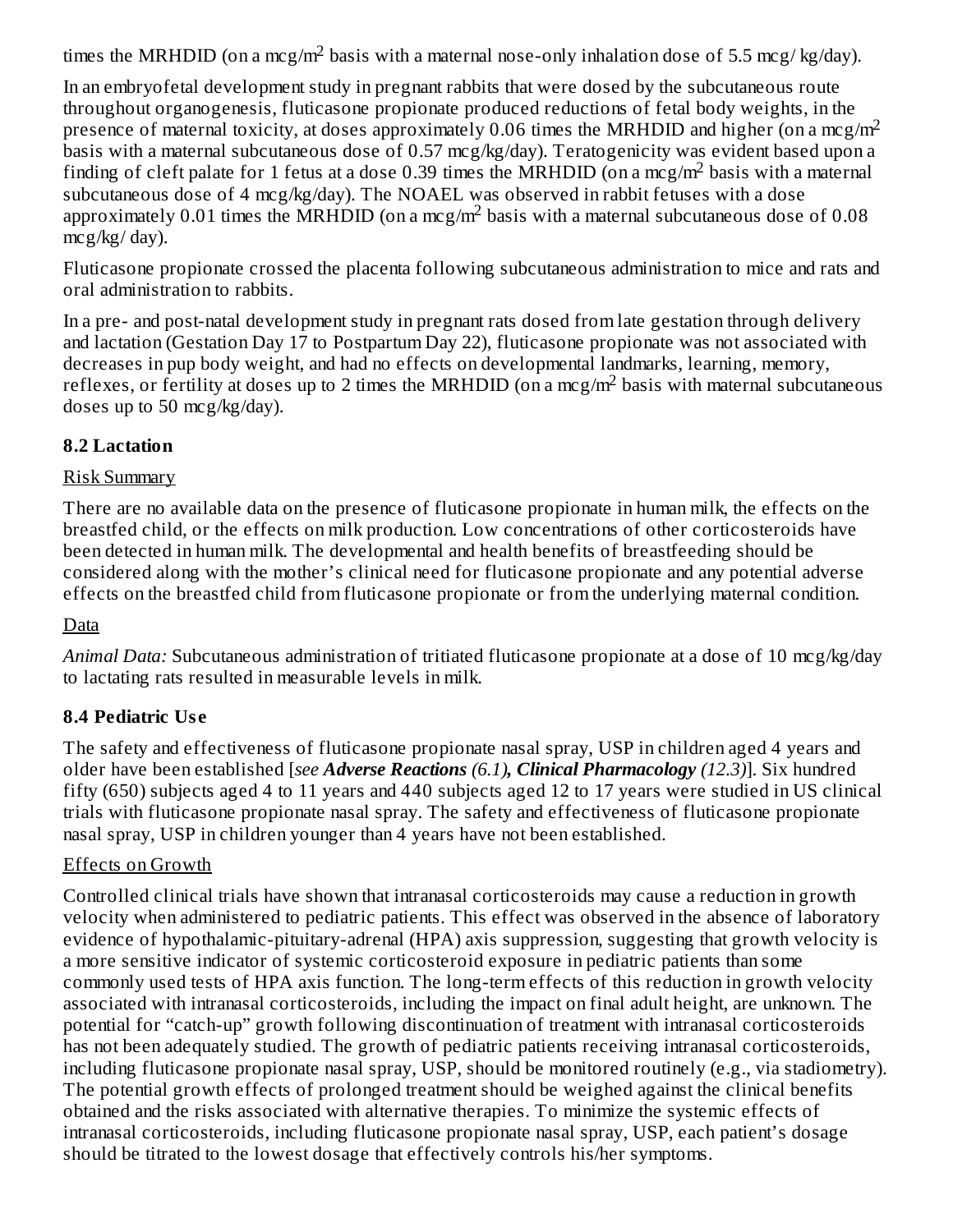times the MRHDID (on a mcg/$m^2$ basis with a maternal nose-only inhalation dose of 5.5 mcg/ kg/day).

In an embryofetal development study in pregnant rabbits that were dosed by the subcutaneous route throughout organogenesis, fluticasone propionate produced reductions of fetal body weights, in the presence of maternal toxicity, at doses approximately 0.06 times the MRHDID and higher (on a mcg/$m^2$ basis with a maternal subcutaneous dose of 0.57 mcg/kg/day). Teratogenicity was evident based upon a finding of cleft palate for 1 fetus at a dose 0.39 times the MRHDID (on a mcg/$m^2$ basis with a maternal subcutaneous dose of 4 mcg/kg/day). The NOAEL was observed in rabbit fetuses with a dose approximately 0.01 times the MRHDID (on a mcg/$m^2$ basis with a maternal subcutaneous dose of 0.08 mcg/kg/ day).

Fluticasone propionate crossed the placenta following subcutaneous administration to mice and rats and oral administration to rabbits.

In a pre- and post-natal development study in pregnant rats dosed from late gestation through delivery and lactation (Gestation Day 17 to Postpartum Day 22), fluticasone propionate was not associated with decreases in pup body weight, and had no effects on developmental landmarks, learning, memory, reflexes, or fertility at doses up to 2 times the MRHDID (on a mcg/$m^2$ basis with maternal subcutaneous doses up to 50 mcg/kg/day).

### 8.2 Lactation

Risk Summary

There are no available data on the presence of fluticasone propionate in human milk, the effects on the breastfed child, or the effects on milk production. Low concentrations of other corticosteroids have been detected in human milk. The developmental and health benefits of breastfeeding should be considered along with the mother's clinical need for fluticasone propionate and any potential adverse effects on the breastfed child from fluticasone propionate or from the underlying maternal condition.

Data

*Animal Data:* Subcutaneous administration of tritiated fluticasone propionate at a dose of 10 mcg/kg/day to lactating rats resulted in measurable levels in milk.

### 8.4 Pediatric Use

The safety and effectiveness of fluticasone propionate nasal spray, USP in children aged 4 years and older have been established [*see* ***Adverse Reactions*** *(6.1)*, ***Clinical Pharmacology*** *(12.3)*]. Six hundred fifty (650) subjects aged 4 to 11 years and 440 subjects aged 12 to 17 years were studied in US clinical trials with fluticasone propionate nasal spray. The safety and effectiveness of fluticasone propionate nasal spray, USP in children younger than 4 years have not been established.

Effects on Growth

Controlled clinical trials have shown that intranasal corticosteroids may cause a reduction in growth velocity when administered to pediatric patients. This effect was observed in the absence of laboratory evidence of hypothalamic-pituitary-adrenal (HPA) axis suppression, suggesting that growth velocity is a more sensitive indicator of systemic corticosteroid exposure in pediatric patients than some commonly used tests of HPA axis function. The long-term effects of this reduction in growth velocity associated with intranasal corticosteroids, including the impact on final adult height, are unknown. The potential for "catch-up" growth following discontinuation of treatment with intranasal corticosteroids has not been adequately studied. The growth of pediatric patients receiving intranasal corticosteroids, including fluticasone propionate nasal spray, USP, should be monitored routinely (e.g., via stadiometry). The potential growth effects of prolonged treatment should be weighed against the clinical benefits obtained and the risks associated with alternative therapies. To minimize the systemic effects of intranasal corticosteroids, including fluticasone propionate nasal spray, USP, each patient's dosage should be titrated to the lowest dosage that effectively controls his/her symptoms.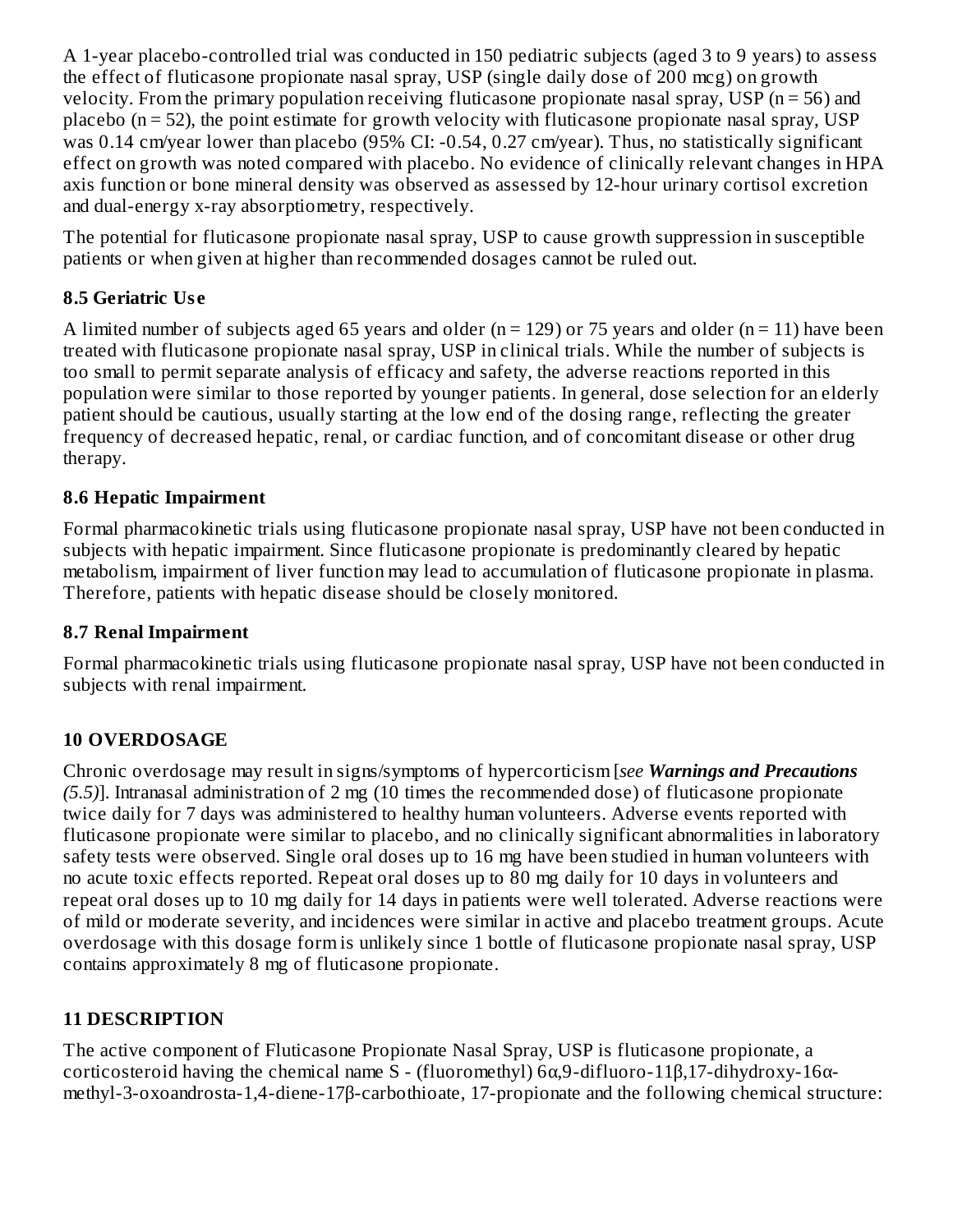A 1-year placebo-controlled trial was conducted in 150 pediatric subjects (aged 3 to 9 years) to assess the effect of fluticasone propionate nasal spray, USP (single daily dose of 200 mcg) on growth velocity. From the primary population receiving fluticasone propionate nasal spray, USP (n = 56) and placebo (n = 52), the point estimate for growth velocity with fluticasone propionate nasal spray, USP was 0.14 cm/year lower than placebo (95% CI: -0.54, 0.27 cm/year). Thus, no statistically significant effect on growth was noted compared with placebo. No evidence of clinically relevant changes in HPA axis function or bone mineral density was observed as assessed by 12-hour urinary cortisol excretion and dual-energy x-ray absorptiometry, respectively.

The potential for fluticasone propionate nasal spray, USP to cause growth suppression in susceptible patients or when given at higher than recommended dosages cannot be ruled out.

### 8.5 Geriatric Use

A limited number of subjects aged 65 years and older (n = 129) or 75 years and older (n = 11) have been treated with fluticasone propionate nasal spray, USP in clinical trials. While the number of subjects is too small to permit separate analysis of efficacy and safety, the adverse reactions reported in this population were similar to those reported by younger patients. In general, dose selection for an elderly patient should be cautious, usually starting at the low end of the dosing range, reflecting the greater frequency of decreased hepatic, renal, or cardiac function, and of concomitant disease or other drug therapy.

### 8.6 Hepatic Impairment

Formal pharmacokinetic trials using fluticasone propionate nasal spray, USP have not been conducted in subjects with hepatic impairment. Since fluticasone propionate is predominantly cleared by hepatic metabolism, impairment of liver function may lead to accumulation of fluticasone propionate in plasma. Therefore, patients with hepatic disease should be closely monitored.

### 8.7 Renal Impairment

Formal pharmacokinetic trials using fluticasone propionate nasal spray, USP have not been conducted in subjects with renal impairment.

## 10 OVERDOSAGE

Chronic overdosage may result in signs/symptoms of hypercorticism [*see* ***Warnings and Precautions*** *(5.5)*]. Intranasal administration of 2 mg (10 times the recommended dose) of fluticasone propionate twice daily for 7 days was administered to healthy human volunteers. Adverse events reported with fluticasone propionate were similar to placebo, and no clinically significant abnormalities in laboratory safety tests were observed. Single oral doses up to 16 mg have been studied in human volunteers with no acute toxic effects reported. Repeat oral doses up to 80 mg daily for 10 days in volunteers and repeat oral doses up to 10 mg daily for 14 days in patients were well tolerated. Adverse reactions were of mild or moderate severity, and incidences were similar in active and placebo treatment groups. Acute overdosage with this dosage form is unlikely since 1 bottle of fluticasone propionate nasal spray, USP contains approximately 8 mg of fluticasone propionate.

## 11 DESCRIPTION

The active component of Fluticasone Propionate Nasal Spray, USP is fluticasone propionate, a corticosteroid having the chemical name S - (fluoromethyl) 6α,9-difluoro-11β,17-dihydroxy-16α-methyl-3-oxoandrosta-1,4-diene-17β-carbothioate, 17-propionate and the following chemical structure: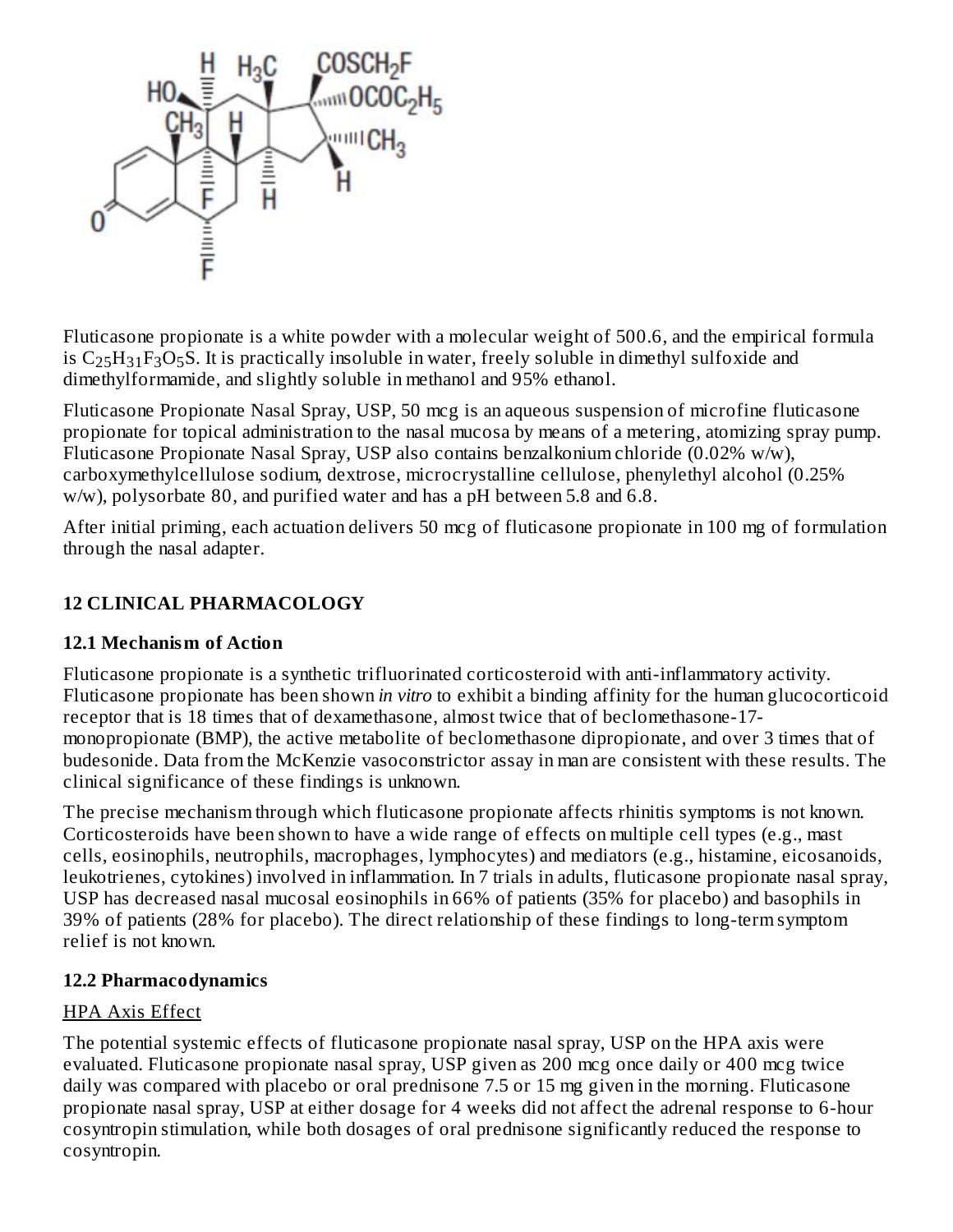Fluticasone propionate is a white powder with a molecular weight of 500.6, and the empirical formula is $C_{25}H_{31}F_3O_5S$. It is practically insoluble in water, freely soluble in dimethyl sulfoxide and dimethylformamide, and slightly soluble in methanol and 95% ethanol.

Fluticasone Propionate Nasal Spray, USP, 50 mcg is an aqueous suspension of microfine fluticasone propionate for topical administration to the nasal mucosa by means of a metering, atomizing spray pump. Fluticasone Propionate Nasal Spray, USP also contains benzalkonium chloride (0.02% w/w), carboxymethylcellulose sodium, dextrose, microcrystalline cellulose, phenylethyl alcohol (0.25% w/w), polysorbate 80, and purified water and has a pH between 5.8 and 6.8.

After initial priming, each actuation delivers 50 mcg of fluticasone propionate in 100 mg of formulation through the nasal adapter.

## 12 CLINICAL PHARMACOLOGY

### 12.1 Mechanism of Action

Fluticasone propionate is a synthetic trifluorinated corticosteroid with anti-inflammatory activity. Fluticasone propionate has been shown *in vitro* to exhibit a binding affinity for the human glucocorticoid receptor that is 18 times that of dexamethasone, almost twice that of beclomethasone-17-monopropionate (BMP), the active metabolite of beclomethasone dipropionate, and over 3 times that of budesonide. Data from the McKenzie vasoconstrictor assay in man are consistent with these results. The clinical significance of these findings is unknown.

The precise mechanism through which fluticasone propionate affects rhinitis symptoms is not known. Corticosteroids have been shown to have a wide range of effects on multiple cell types (e.g., mast cells, eosinophils, neutrophils, macrophages, lymphocytes) and mediators (e.g., histamine, eicosanoids, leukotrienes, cytokines) involved in inflammation. In 7 trials in adults, fluticasone propionate nasal spray, USP has decreased nasal mucosal eosinophils in 66% of patients (35% for placebo) and basophils in 39% of patients (28% for placebo). The direct relationship of these findings to long-term symptom relief is not known.

### 12.2 Pharmacodynamics

HPA Axis Effect

The potential systemic effects of fluticasone propionate nasal spray, USP on the HPA axis were evaluated. Fluticasone propionate nasal spray, USP given as 200 mcg once daily or 400 mcg twice daily was compared with placebo or oral prednisone 7.5 or 15 mg given in the morning. Fluticasone propionate nasal spray, USP at either dosage for 4 weeks did not affect the adrenal response to 6-hour cosyntropin stimulation, while both dosages of oral prednisone significantly reduced the response to cosyntropin.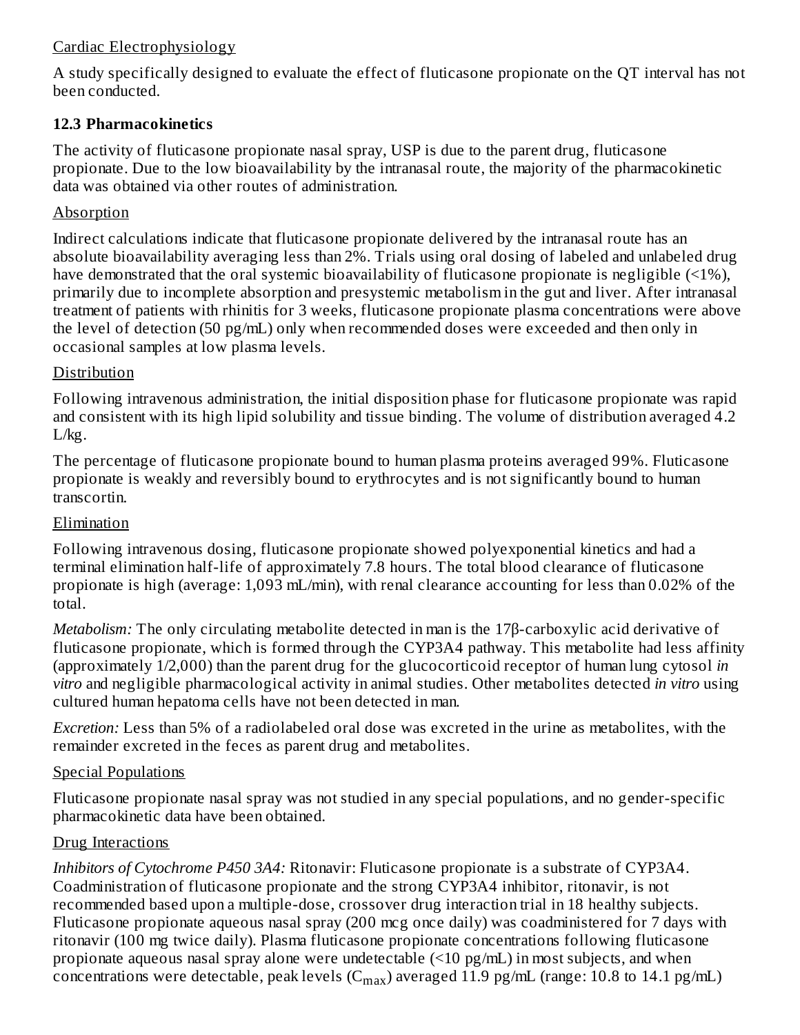Cardiac Electrophysiology

A study specifically designed to evaluate the effect of fluticasone propionate on the QT interval has not been conducted.

### 12.3 Pharmacokinetics

The activity of fluticasone propionate nasal spray, USP is due to the parent drug, fluticasone propionate. Due to the low bioavailability by the intranasal route, the majority of the pharmacokinetic data was obtained via other routes of administration.

Absorption

Indirect calculations indicate that fluticasone propionate delivered by the intranasal route has an absolute bioavailability averaging less than 2%. Trials using oral dosing of labeled and unlabeled drug have demonstrated that the oral systemic bioavailability of fluticasone propionate is negligible (<1%), primarily due to incomplete absorption and presystemic metabolism in the gut and liver. After intranasal treatment of patients with rhinitis for 3 weeks, fluticasone propionate plasma concentrations were above the level of detection (50 pg/mL) only when recommended doses were exceeded and then only in occasional samples at low plasma levels.

Distribution

Following intravenous administration, the initial disposition phase for fluticasone propionate was rapid and consistent with its high lipid solubility and tissue binding. The volume of distribution averaged 4.2 L/kg.

The percentage of fluticasone propionate bound to human plasma proteins averaged 99%. Fluticasone propionate is weakly and reversibly bound to erythrocytes and is not significantly bound to human transcortin.

Elimination

Following intravenous dosing, fluticasone propionate showed polyexponential kinetics and had a terminal elimination half-life of approximately 7.8 hours. The total blood clearance of fluticasone propionate is high (average: 1,093 mL/min), with renal clearance accounting for less than 0.02% of the total.

*Metabolism:* The only circulating metabolite detected in man is the 17β-carboxylic acid derivative of fluticasone propionate, which is formed through the CYP3A4 pathway. This metabolite had less affinity (approximately 1/2,000) than the parent drug for the glucocorticoid receptor of human lung cytosol *in vitro* and negligible pharmacological activity in animal studies. Other metabolites detected *in vitro* using cultured human hepatoma cells have not been detected in man.

*Excretion:* Less than 5% of a radiolabeled oral dose was excreted in the urine as metabolites, with the remainder excreted in the feces as parent drug and metabolites.

Special Populations

Fluticasone propionate nasal spray was not studied in any special populations, and no gender-specific pharmacokinetic data have been obtained.

Drug Interactions

*Inhibitors of Cytochrome P450 3A4:* Ritonavir: Fluticasone propionate is a substrate of CYP3A4. Coadministration of fluticasone propionate and the strong CYP3A4 inhibitor, ritonavir, is not recommended based upon a multiple-dose, crossover drug interaction trial in 18 healthy subjects. Fluticasone propionate aqueous nasal spray (200 mcg once daily) was coadministered for 7 days with ritonavir (100 mg twice daily). Plasma fluticasone propionate concentrations following fluticasone propionate aqueous nasal spray alone were undetectable (<10 pg/mL) in most subjects, and when concentrations were detectable, peak levels ($C_{max}$) averaged 11.9 pg/mL (range: 10.8 to 14.1 pg/mL)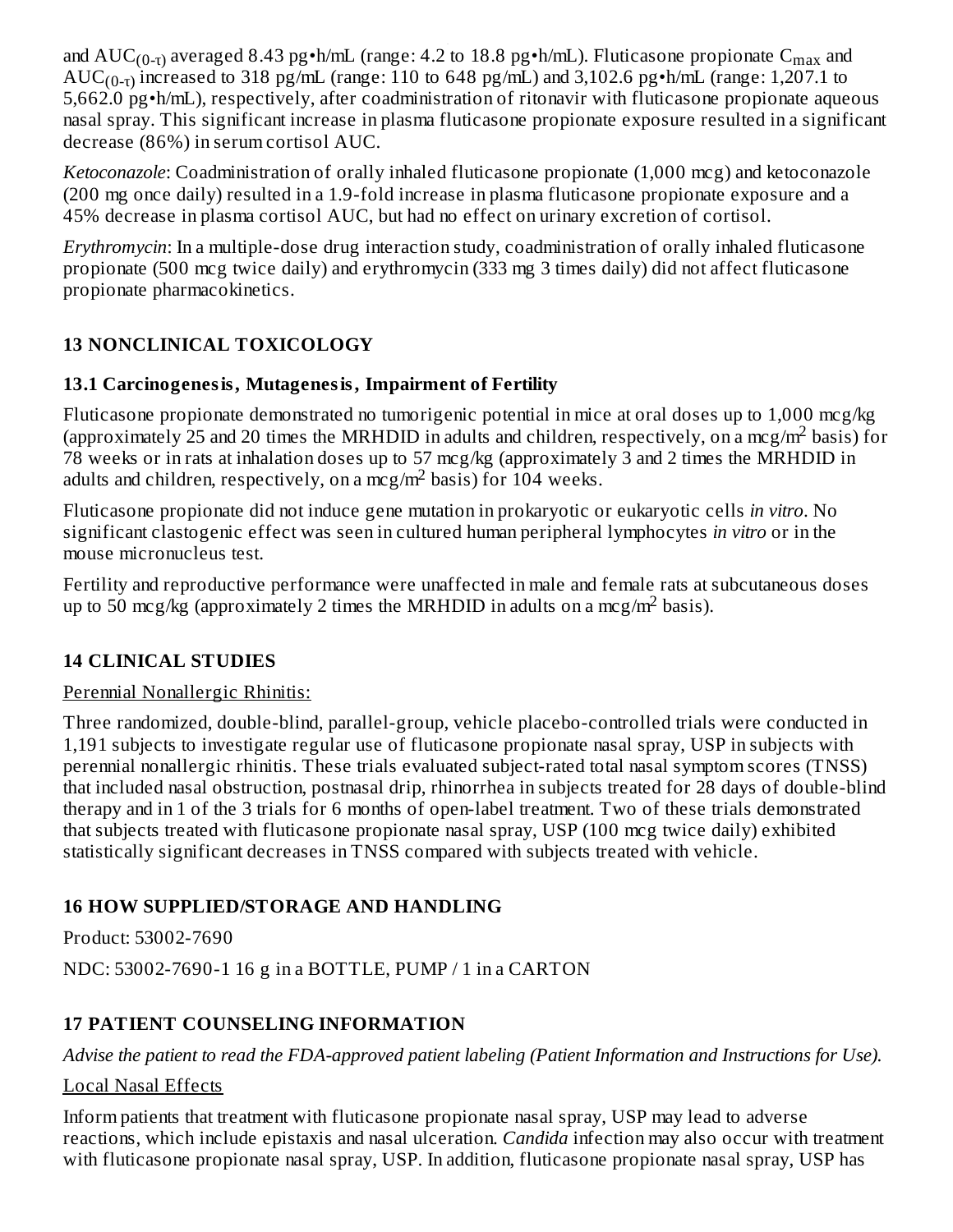and $AUC_{(0-\tau)}$ averaged 8.43 pg•h/mL (range: 4.2 to 18.8 pg•h/mL). Fluticasone propionate $C_{max}$ and $AUC_{(0-\tau)}$ increased to 318 pg/mL (range: 110 to 648 pg/mL) and 3,102.6 pg•h/mL (range: 1,207.1 to 5,662.0 pg•h/mL), respectively, after coadministration of ritonavir with fluticasone propionate aqueous nasal spray. This significant increase in plasma fluticasone propionate exposure resulted in a significant decrease (86%) in serum cortisol AUC.

*Ketoconazole*: Coadministration of orally inhaled fluticasone propionate (1,000 mcg) and ketoconazole (200 mg once daily) resulted in a 1.9-fold increase in plasma fluticasone propionate exposure and a 45% decrease in plasma cortisol AUC, but had no effect on urinary excretion of cortisol.

*Erythromycin*: In a multiple-dose drug interaction study, coadministration of orally inhaled fluticasone propionate (500 mcg twice daily) and erythromycin (333 mg 3 times daily) did not affect fluticasone propionate pharmacokinetics.

## 13 NONCLINICAL TOXICOLOGY

### 13.1 Carcinogenesis, Mutagenesis, Impairment of Fertility

Fluticasone propionate demonstrated no tumorigenic potential in mice at oral doses up to 1,000 mcg/kg (approximately 25 and 20 times the MRHDID in adults and children, respectively, on a $mcg/m^2$ basis) for 78 weeks or in rats at inhalation doses up to 57 mcg/kg (approximately 3 and 2 times the MRHDID in adults and children, respectively, on a $mcg/m^2$ basis) for 104 weeks.

Fluticasone propionate did not induce gene mutation in prokaryotic or eukaryotic cells *in vitro*. No significant clastogenic effect was seen in cultured human peripheral lymphocytes *in vitro* or in the mouse micronucleus test.

Fertility and reproductive performance were unaffected in male and female rats at subcutaneous doses up to 50 mcg/kg (approximately 2 times the MRHDID in adults on a $mcg/m^2$ basis).

## 14 CLINICAL STUDIES

Perennial Nonallergic Rhinitis:

Three randomized, double-blind, parallel-group, vehicle placebo-controlled trials were conducted in 1,191 subjects to investigate regular use of fluticasone propionate nasal spray, USP in subjects with perennial nonallergic rhinitis. These trials evaluated subject-rated total nasal symptom scores (TNSS) that included nasal obstruction, postnasal drip, rhinorrhea in subjects treated for 28 days of double-blind therapy and in 1 of the 3 trials for 6 months of open-label treatment. Two of these trials demonstrated that subjects treated with fluticasone propionate nasal spray, USP (100 mcg twice daily) exhibited statistically significant decreases in TNSS compared with subjects treated with vehicle.

## 16 HOW SUPPLIED/STORAGE AND HANDLING

Product: 53002-7690

NDC: 53002-7690-1 16 g in a BOTTLE, PUMP / 1 in a CARTON

## 17 PATIENT COUNSELING INFORMATION

*Advise the patient to read the FDA-approved patient labeling (Patient Information and Instructions for Use).*

Local Nasal Effects

Inform patients that treatment with fluticasone propionate nasal spray, USP may lead to adverse reactions, which include epistaxis and nasal ulceration. *Candida* infection may also occur with treatment with fluticasone propionate nasal spray, USP. In addition, fluticasone propionate nasal spray, USP has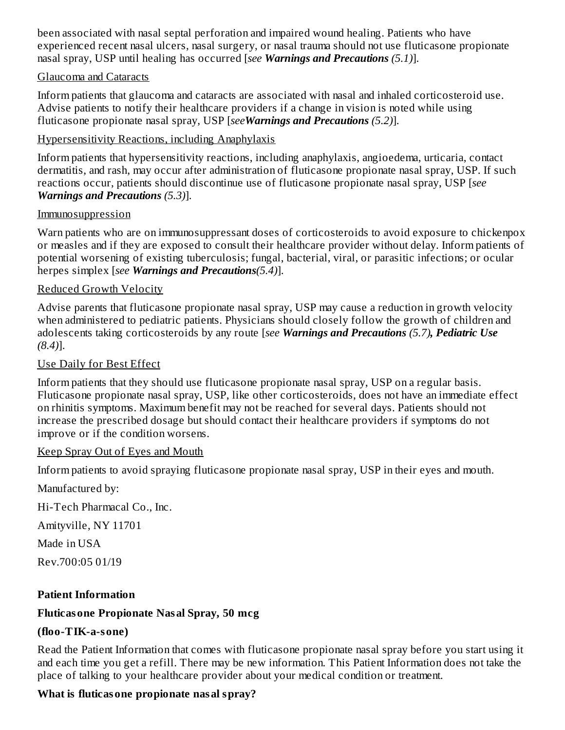been associated with nasal septal perforation and impaired wound healing. Patients who have experienced recent nasal ulcers, nasal surgery, or nasal trauma should not use fluticasone propionate nasal spray, USP until healing has occurred [*see* ***Warnings and Precautions*** *(5.1)*].

Glaucoma and Cataracts

Inform patients that glaucoma and cataracts are associated with nasal and inhaled corticosteroid use. Advise patients to notify their healthcare providers if a change in vision is noted while using fluticasone propionate nasal spray, USP [*see* ***Warnings and Precautions*** *(5.2)*].

Hypersensitivity Reactions, including Anaphylaxis

Inform patients that hypersensitivity reactions, including anaphylaxis, angioedema, urticaria, contact dermatitis, and rash, may occur after administration of fluticasone propionate nasal spray, USP. If such reactions occur, patients should discontinue use of fluticasone propionate nasal spray, USP [*see* ***Warnings and Precautions*** *(5.3)*].

Immunosuppression

Warn patients who are on immunosuppressant doses of corticosteroids to avoid exposure to chickenpox or measles and if they are exposed to consult their healthcare provider without delay. Inform patients of potential worsening of existing tuberculosis; fungal, bacterial, viral, or parasitic infections; or ocular herpes simplex [*see* ***Warnings and Precautions****(5.4)*].

Reduced Growth Velocity

Advise parents that fluticasone propionate nasal spray, USP may cause a reduction in growth velocity when administered to pediatric patients. Physicians should closely follow the growth of children and adolescents taking corticosteroids by any route [*see* ***Warnings and Precautions*** *(5.7)*, ***Pediatric Use*** *(8.4)*].

Use Daily for Best Effect

Inform patients that they should use fluticasone propionate nasal spray, USP on a regular basis. Fluticasone propionate nasal spray, USP, like other corticosteroids, does not have an immediate effect on rhinitis symptoms. Maximum benefit may not be reached for several days. Patients should not increase the prescribed dosage but should contact their healthcare providers if symptoms do not improve or if the condition worsens.

Keep Spray Out of Eyes and Mouth

Inform patients to avoid spraying fluticasone propionate nasal spray, USP in their eyes and mouth.

Manufactured by:

Hi-Tech Pharmacal Co., Inc.

Amityville, NY 11701

Made in USA

Rev.700:05 01/19

**Patient Information**

**Fluticasone Propionate Nasal Spray, 50 mcg**

**(floo-TIK-a-sone)**

Read the Patient Information that comes with fluticasone propionate nasal spray before you start using it and each time you get a refill. There may be new information. This Patient Information does not take the place of talking to your healthcare provider about your medical condition or treatment.

**What is fluticasone propionate nasal spray?**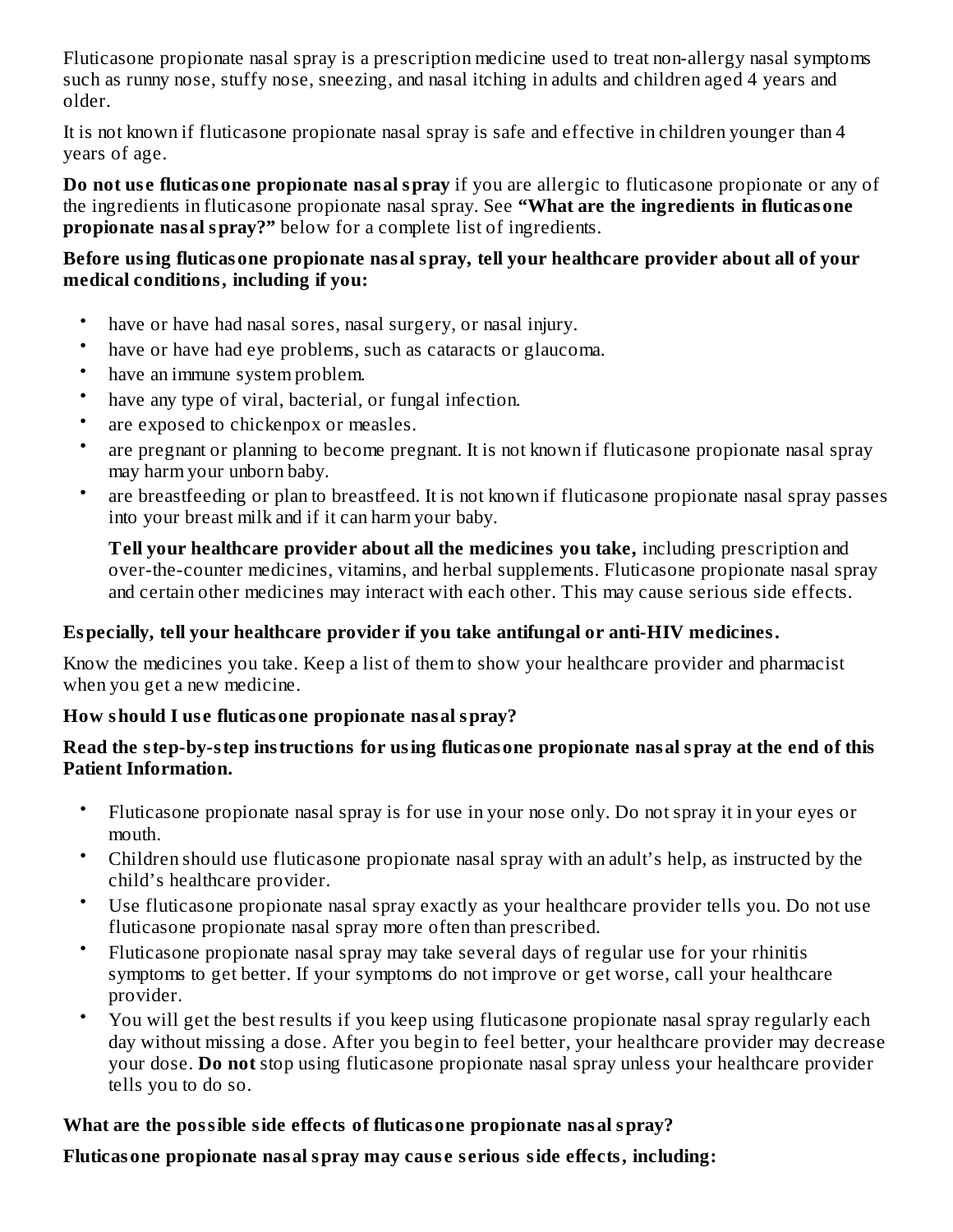Fluticasone propionate nasal spray is a prescription medicine used to treat non-allergy nasal symptoms such as runny nose, stuffy nose, sneezing, and nasal itching in adults and children aged 4 years and older.

It is not known if fluticasone propionate nasal spray is safe and effective in children younger than 4 years of age.

**Do not use fluticasone propionate nasal spray** if you are allergic to fluticasone propionate or any of the ingredients in fluticasone propionate nasal spray. See **"What are the ingredients in fluticasone propionate nasal spray?"** below for a complete list of ingredients.

**Before using fluticasone propionate nasal spray, tell your healthcare provider about all of your medical conditions, including if you:**

- have or have had nasal sores, nasal surgery, or nasal injury.
- have or have had eye problems, such as cataracts or glaucoma.
- have an immune system problem.
- have any type of viral, bacterial, or fungal infection.
- are exposed to chickenpox or measles.
- are pregnant or planning to become pregnant. It is not known if fluticasone propionate nasal spray may harm your unborn baby.
- are breastfeeding or plan to breastfeed. It is not known if fluticasone propionate nasal spray passes into your breast milk and if it can harm your baby.

  **Tell your healthcare provider about all the medicines you take,** including prescription and over-the-counter medicines, vitamins, and herbal supplements. Fluticasone propionate nasal spray and certain other medicines may interact with each other. This may cause serious side effects.

**Especially, tell your healthcare provider if you take antifungal or anti-HIV medicines.**

Know the medicines you take. Keep a list of them to show your healthcare provider and pharmacist when you get a new medicine.

**How should I use fluticasone propionate nasal spray?**

**Read the step-by-step instructions for using fluticasone propionate nasal spray at the end of this Patient Information.**

- Fluticasone propionate nasal spray is for use in your nose only. Do not spray it in your eyes or mouth.
- Children should use fluticasone propionate nasal spray with an adult's help, as instructed by the child's healthcare provider.
- Use fluticasone propionate nasal spray exactly as your healthcare provider tells you. Do not use fluticasone propionate nasal spray more often than prescribed.
- Fluticasone propionate nasal spray may take several days of regular use for your rhinitis symptoms to get better. If your symptoms do not improve or get worse, call your healthcare provider.
- You will get the best results if you keep using fluticasone propionate nasal spray regularly each day without missing a dose. After you begin to feel better, your healthcare provider may decrease your dose. **Do not** stop using fluticasone propionate nasal spray unless your healthcare provider tells you to do so.

**What are the possible side effects of fluticasone propionate nasal spray?**

**Fluticasone propionate nasal spray may cause serious side effects, including:**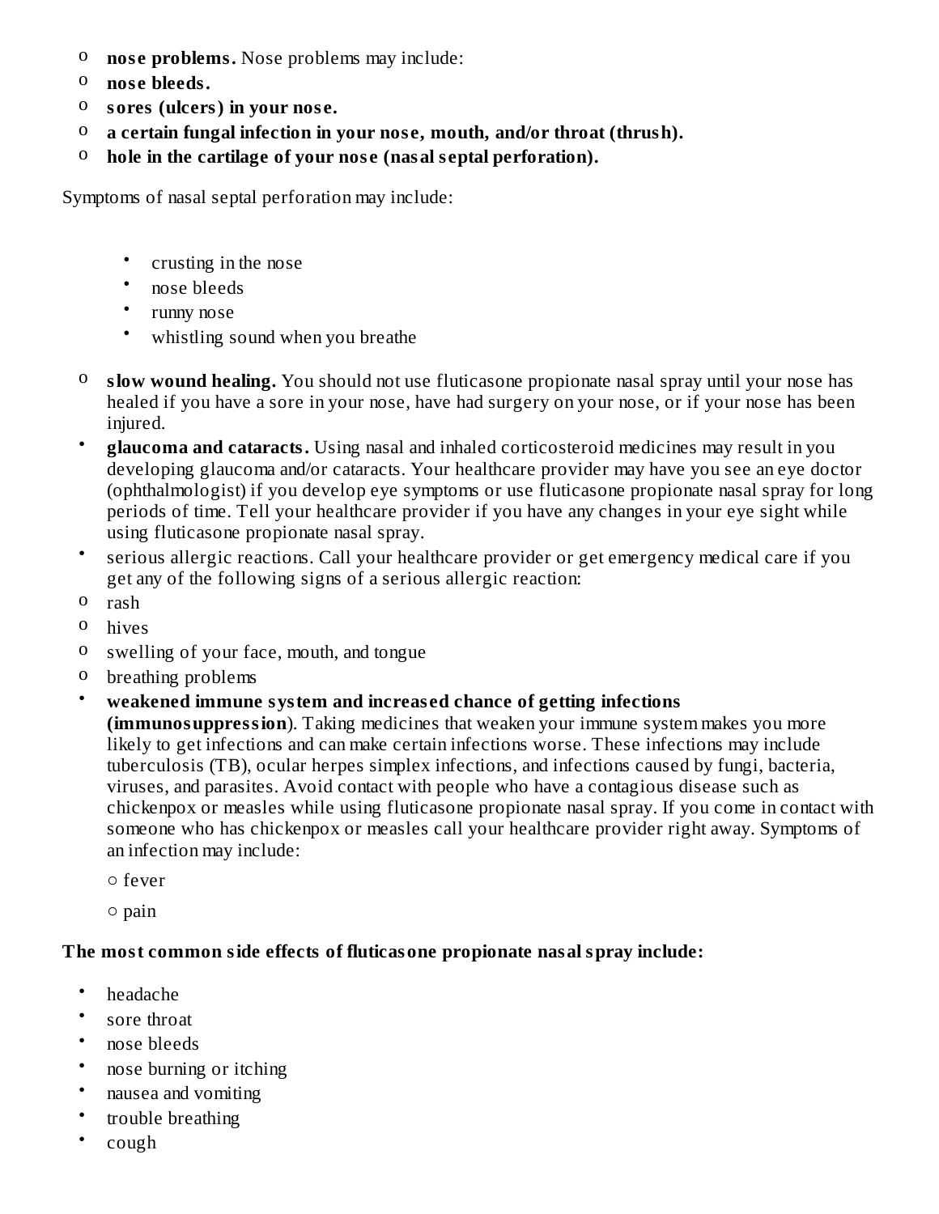- **nose problems.** Nose problems may include:
  - **nose bleeds.**
  - **sores (ulcers) in your nose.**
  - **a certain fungal infection in your nose, mouth, and/or throat (thrush).**
  - **hole in the cartilage of your nose (nasal septal perforation).**

Symptoms of nasal septal perforation may include:

- crusting in the nose
- nose bleeds
- runny nose
- whistling sound when you breathe

  - **slow wound healing.** You should not use fluticasone propionate nasal spray until your nose has healed if you have a sore in your nose, have had surgery on your nose, or if your nose has been injured.
- **glaucoma and cataracts.** Using nasal and inhaled corticosteroid medicines may result in you developing glaucoma and/or cataracts. Your healthcare provider may have you see an eye doctor (ophthalmologist) if you develop eye symptoms or use fluticasone propionate nasal spray for long periods of time. Tell your healthcare provider if you have any changes in your eye sight while using fluticasone propionate nasal spray.
- serious allergic reactions. Call your healthcare provider or get emergency medical care if you get any of the following signs of a serious allergic reaction:
  - rash
  - hives
  - swelling of your face, mouth, and tongue
  - breathing problems
- **weakened immune system and increased chance of getting infections (immunosuppression**). Taking medicines that weaken your immune system makes you more likely to get infections and can make certain infections worse. These infections may include tuberculosis (TB), ocular herpes simplex infections, and infections caused by fungi, bacteria, viruses, and parasites. Avoid contact with people who have a contagious disease such as chickenpox or measles while using fluticasone propionate nasal spray. If you come in contact with someone who has chickenpox or measles call your healthcare provider right away. Symptoms of an infection may include:
  - fever
  - pain

**The most common side effects of fluticasone propionate nasal spray include:**

- headache
- sore throat
- nose bleeds
- nose burning or itching
- nausea and vomiting
- trouble breathing
- cough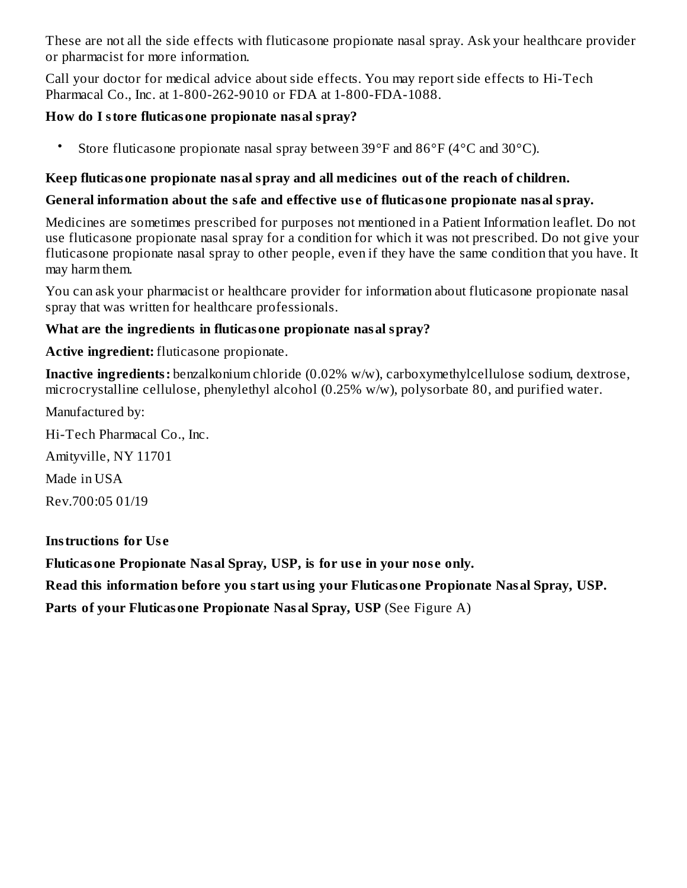These are not all the side effects with fluticasone propionate nasal spray. Ask your healthcare provider or pharmacist for more information.

Call your doctor for medical advice about side effects. You may report side effects to Hi-Tech Pharmacal Co., Inc. at 1-800-262-9010 or FDA at 1-800-FDA-1088.

**How do I store fluticasone propionate nasal spray?**

- Store fluticasone propionate nasal spray between 39°F and 86°F (4°C and 30°C).

**Keep fluticasone propionate nasal spray and all medicines out of the reach of children.**

**General information about the safe and effective use of fluticasone propionate nasal spray.**

Medicines are sometimes prescribed for purposes not mentioned in a Patient Information leaflet. Do not use fluticasone propionate nasal spray for a condition for which it was not prescribed. Do not give your fluticasone propionate nasal spray to other people, even if they have the same condition that you have. It may harm them.

You can ask your pharmacist or healthcare provider for information about fluticasone propionate nasal spray that was written for healthcare professionals.

**What are the ingredients in fluticasone propionate nasal spray?**

**Active ingredient:** fluticasone propionate.

**Inactive ingredients:** benzalkonium chloride (0.02% w/w), carboxymethylcellulose sodium, dextrose, microcrystalline cellulose, phenylethyl alcohol (0.25% w/w), polysorbate 80, and purified water.

Manufactured by:

Hi-Tech Pharmacal Co., Inc.

Amityville, NY 11701

Made in USA

Rev.700:05 01/19

**Instructions for Use**

**Fluticasone Propionate Nasal Spray, USP, is for use in your nose only.**

**Read this information before you start using your Fluticasone Propionate Nasal Spray, USP.**

**Parts of your Fluticasone Propionate Nasal Spray, USP** (See Figure A)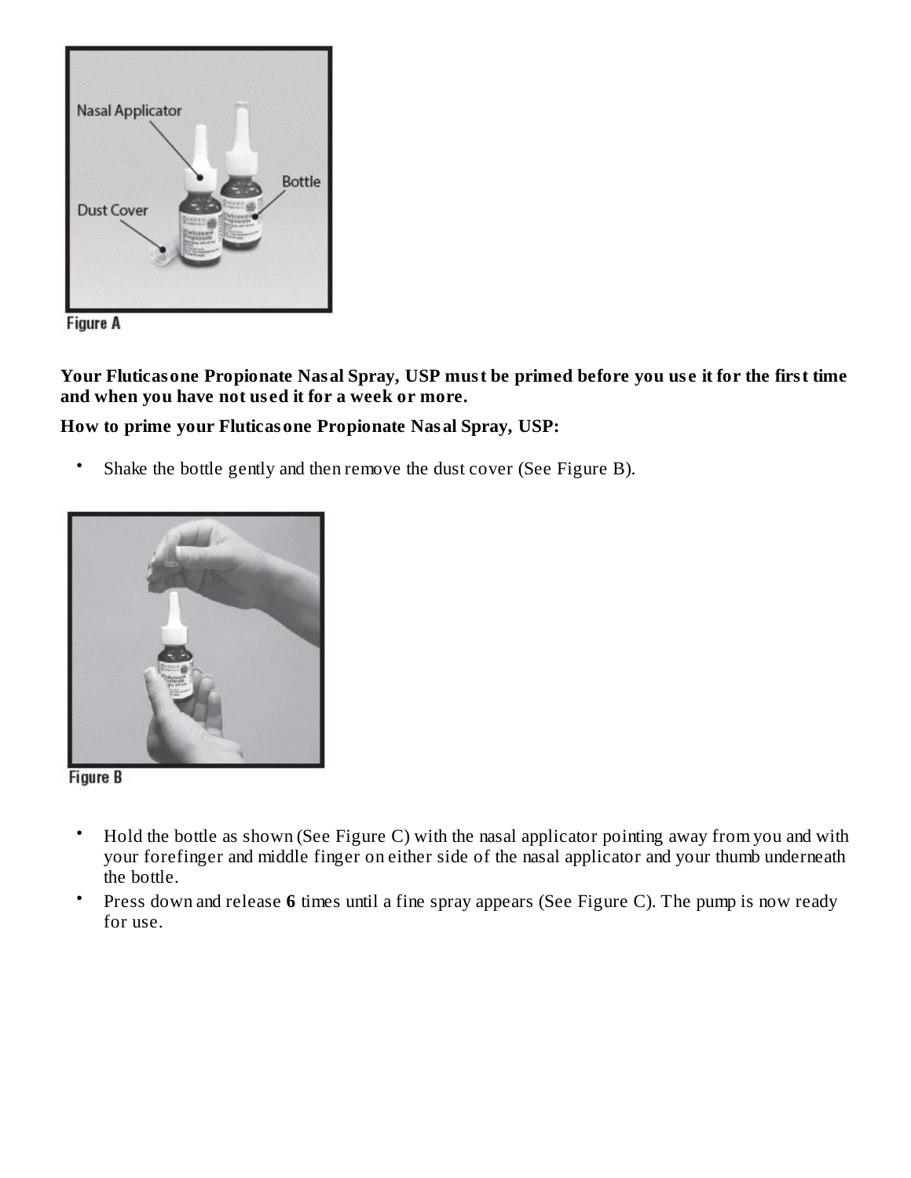Nasal Applicator

Bottle

Dust Cover

Figure A

**Your Fluticasone Propionate Nasal Spray, USP must be primed before you use it for the first time and when you have not used it for a week or more.**

**How to prime your Fluticasone Propionate Nasal Spray, USP:**

- Shake the bottle gently and then remove the dust cover (See Figure B).

Figure B

- Hold the bottle as shown (See Figure C) with the nasal applicator pointing away from you and with your forefinger and middle finger on either side of the nasal applicator and your thumb underneath the bottle.
- Press down and release **6** times until a fine spray appears (See Figure C). The pump is now ready for use.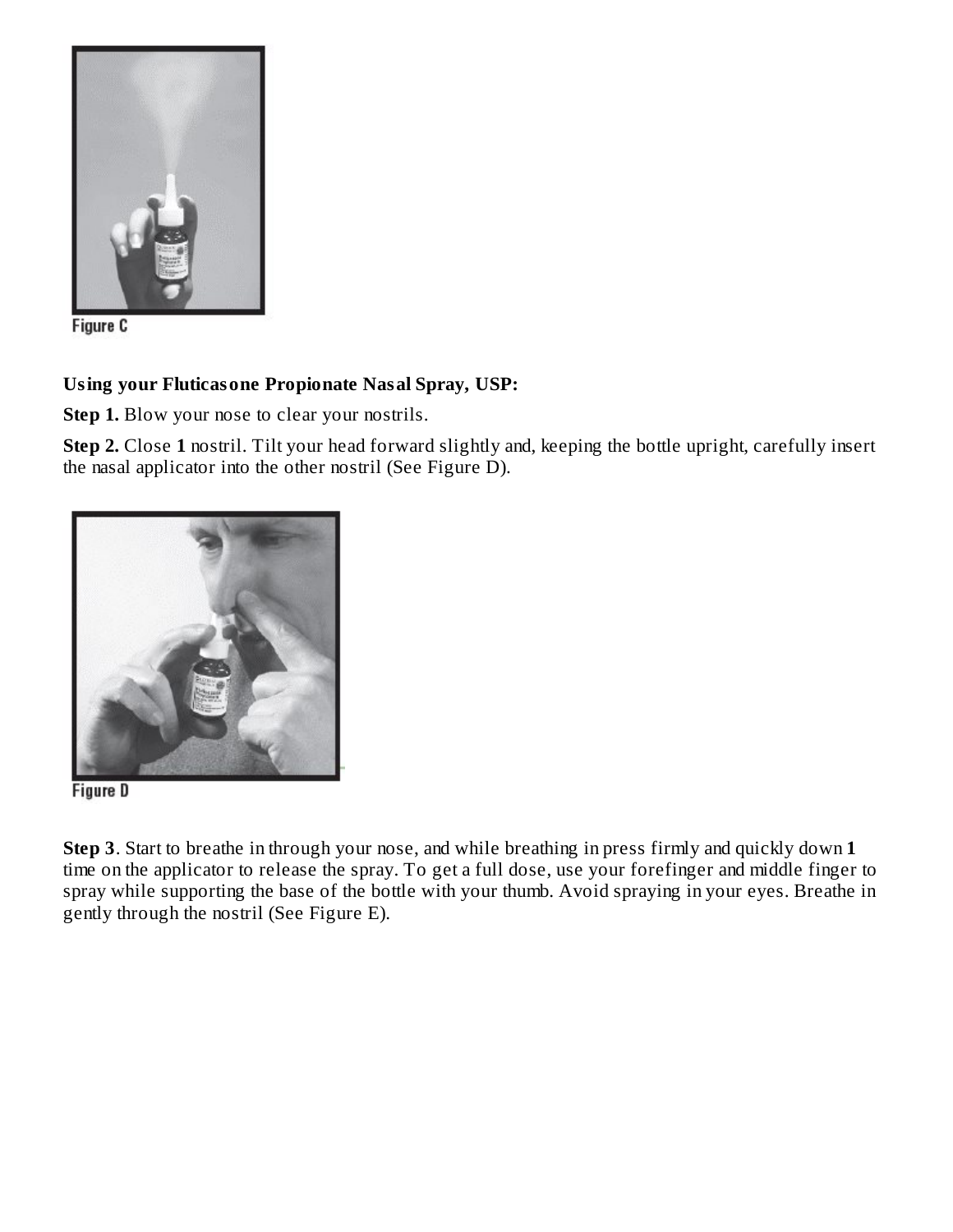Figure C

**Using your Fluticasone Propionate Nasal Spray, USP:**

**Step 1.** Blow your nose to clear your nostrils.

**Step 2.** Close **1** nostril. Tilt your head forward slightly and, keeping the bottle upright, carefully insert the nasal applicator into the other nostril (See Figure D).

Figure D

**Step 3**. Start to breathe in through your nose, and while breathing in press firmly and quickly down **1** time on the applicator to release the spray. To get a full dose, use your forefinger and middle finger to spray while supporting the base of the bottle with your thumb. Avoid spraying in your eyes. Breathe in gently through the nostril (See Figure E).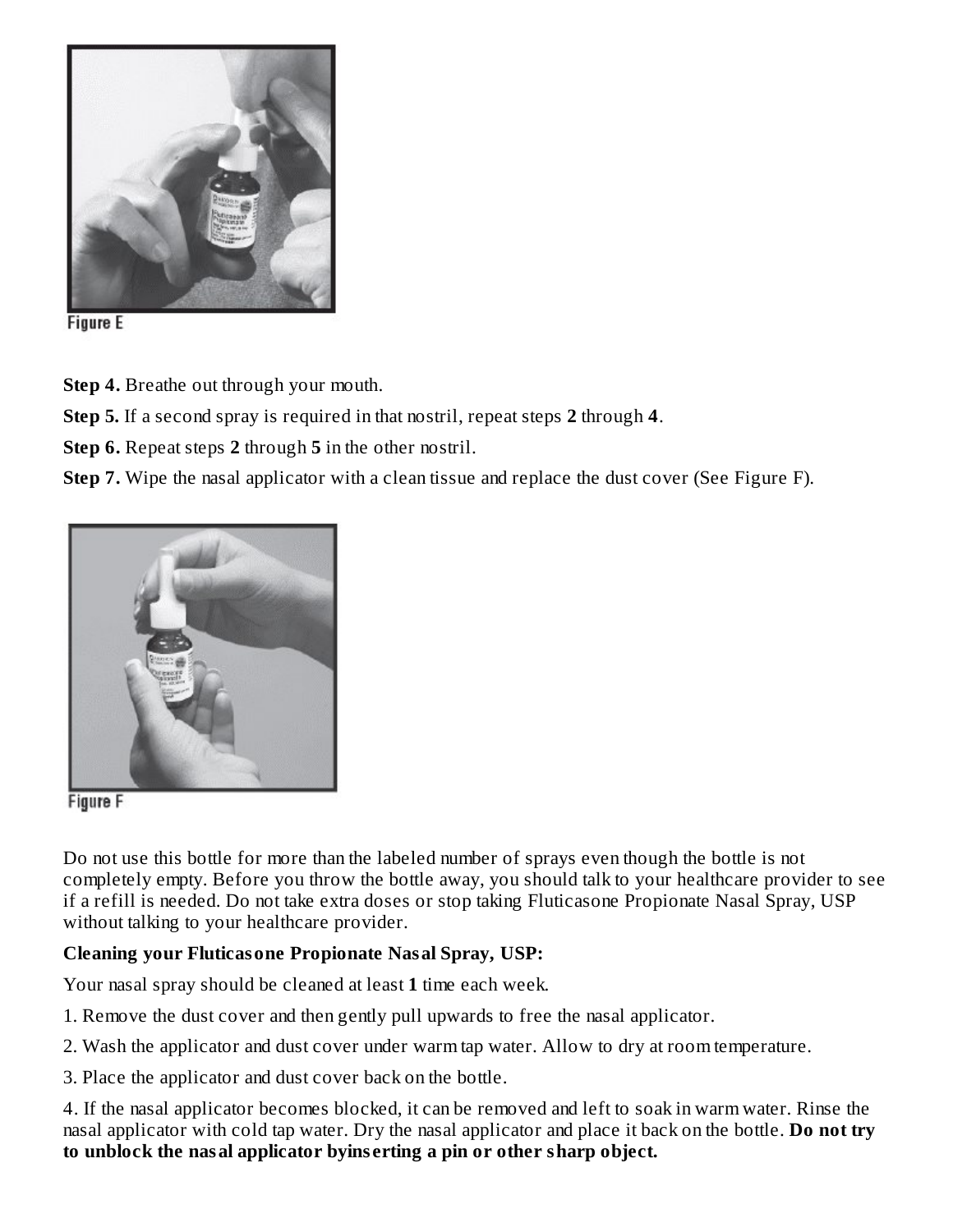Figure E

**Step 4.** Breathe out through your mouth.

**Step 5.** If a second spray is required in that nostril, repeat steps **2** through **4**.

**Step 6.** Repeat steps **2** through **5** in the other nostril.

**Step 7.** Wipe the nasal applicator with a clean tissue and replace the dust cover (See Figure F).

Figure F

Do not use this bottle for more than the labeled number of sprays even though the bottle is not completely empty. Before you throw the bottle away, you should talk to your healthcare provider to see if a refill is needed. Do not take extra doses or stop taking Fluticasone Propionate Nasal Spray, USP without talking to your healthcare provider.

**Cleaning your Fluticasone Propionate Nasal Spray, USP:**

Your nasal spray should be cleaned at least **1** time each week.

1. Remove the dust cover and then gently pull upwards to free the nasal applicator.
2. Wash the applicator and dust cover under warm tap water. Allow to dry at room temperature.
3. Place the applicator and dust cover back on the bottle.
4. If the nasal applicator becomes blocked, it can be removed and left to soak in warm water. Rinse the nasal applicator with cold tap water. Dry the nasal applicator and place it back on the bottle. **Do not try to unblock the nasal applicator byinserting a pin or other sharp object.**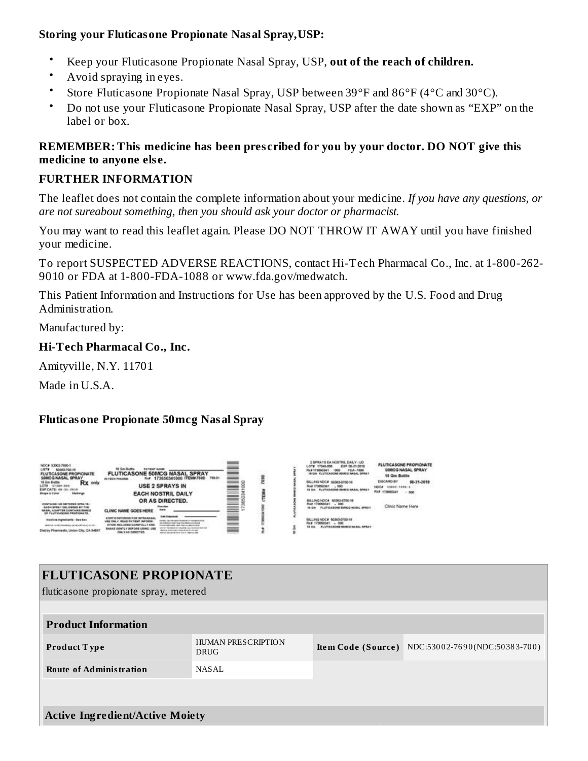**Storing your Fluticasone Propionate Nasal Spray,USP:**

- Keep your Fluticasone Propionate Nasal Spray, USP, **out of the reach of children.**
- Avoid spraying in eyes.
- Store Fluticasone Propionate Nasal Spray, USP between 39°F and 86°F (4°C and 30°C).
- Do not use your Fluticasone Propionate Nasal Spray, USP after the date shown as "EXP" on the label or box.

**REMEMBER: This medicine has been prescribed for you by your doctor. DO NOT give this medicine to anyone else.**

**FURTHER INFORMATION**

The leaflet does not contain the complete information about your medicine. *If you have any questions, or are not sureabout something, then you should ask your doctor or pharmacist.*

You may want to read this leaflet again. Please DO NOT THROW IT AWAY until you have finished your medicine.

To report SUSPECTED ADVERSE REACTIONS, contact Hi-Tech Pharmacal Co., Inc. at 1-800-262-9010 or FDA at 1-800-FDA-1088 or www.fda.gov/medwatch.

This Patient Information and Instructions for Use has been approved by the U.S. Food and Drug Administration.

Manufactured by:

**Hi-Tech Pharmacal Co., Inc.**

Amityville, N.Y. 11701

Made in U.S.A.

**Fluticasone Propionate 50mcg Nasal Spray**

## FLUTICASONE PROPIONATE

fluticasone propionate spray, metered

| **Product Information** | | | |
|---|---|---|---|
| **Product Type** | HUMAN PRESCRIPTION DRUG | **Item Code (Source)** | NDC:53002-7690(NDC:50383-700) |
| **Route of Administration** | NASAL | | |

**Active Ingredient/Active Moiety**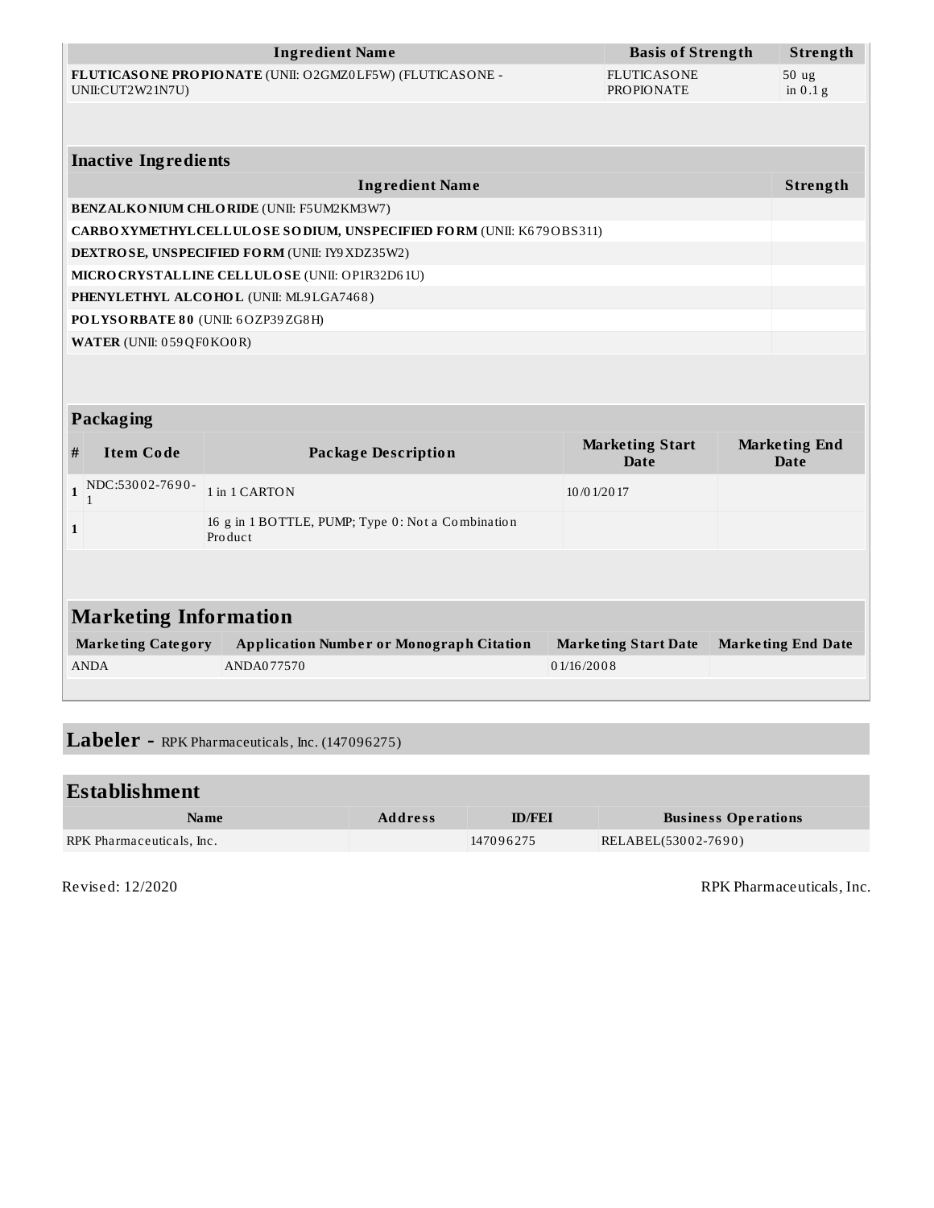| Ingredient Name | Basis of Strength | Strength |
|---|---|---|
| **FLUTICASONE PROPIONATE** (UNII: O2GMZ0LF5W) (FLUTICASONE - UNII:CUT2W21N7U) | FLUTICASONE PROPIONATE | 50 ug in 0.1 g |

## Inactive Ingredients

| Ingredient Name | Strength |
|---|---|
| **BENZALKONIUM CHLORIDE** (UNII: F5UM2KM3W7) | |
| **CARBOXYMETHYLCELLULOSE SODIUM, UNSPECIFIED FORM** (UNII: K679OBS311) | |
| **DEXTROSE, UNSPECIFIED FORM** (UNII: IY9XDZ35W2) | |
| **MICROCRYSTALLINE CELLULOSE** (UNII: OP1R32D61U) | |
| **PHENYLETHYL ALCOHOL** (UNII: ML9LGA7468) | |
| **POLYSORBATE 80** (UNII: 6OZP39ZG8H) | |
| **WATER** (UNII: 059QF0KO0R) | |

## Packaging

| # | Item Code | Package Description | Marketing Start Date | Marketing End Date |
|---|---|---|---|---|
| 1 | NDC:53002-7690-1 | 1 in 1 CARTON | 10/01/2017 | |
| 1 | | 16 g in 1 BOTTLE, PUMP; Type 0: Not a Combination Product | | |

## Marketing Information

| Marketing Category | Application Number or Monograph Citation | Marketing Start Date | Marketing End Date |
|---|---|---|---|
| ANDA | ANDA077570 | 01/16/2008 | |

## Labeler - RPK Pharmaceuticals, Inc. (147096275)

## Establishment

| Name | Address | ID/FEI | Business Operations |
|---|---|---|---|
| RPK Pharmaceuticals, Inc. | | 147096275 | RELABEL(53002-7690) |

Revised: 12/2020

RPK Pharmaceuticals, Inc.